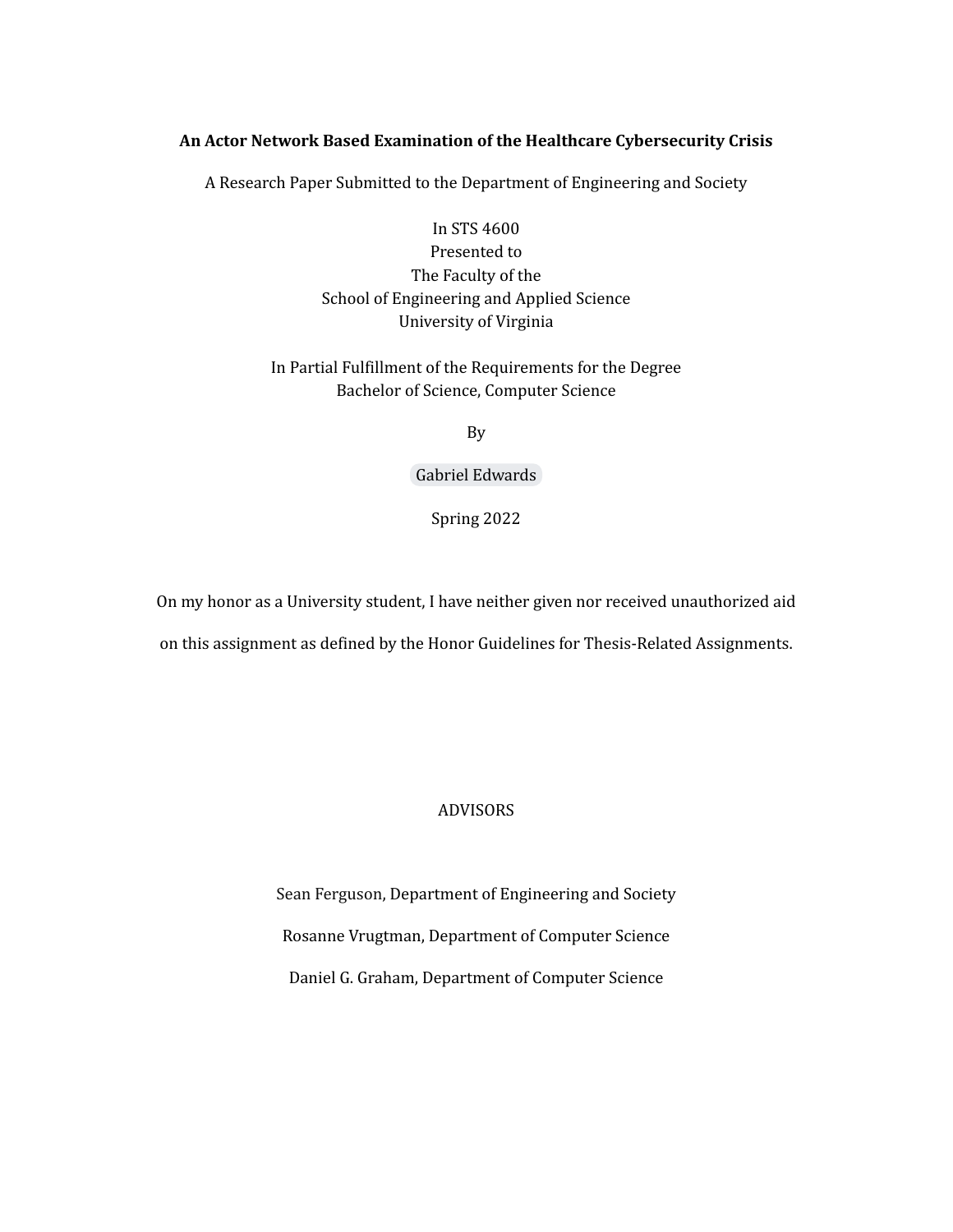**An Actor Network Based Examination of the Healthcare Cybersecurity Crisis**

A Research Paper Submitted to the Department of Engineering and Society

In STS 4600
Presented to
The Faculty of the
School of Engineering and Applied Science
University of Virginia

In Partial Fulfillment of the Requirements for the Degree
Bachelor of Science, Computer Science

By

Gabriel Edwards

Spring 2022

On my honor as a University student, I have neither given nor received unauthorized aid on this assignment as defined by the Honor Guidelines for Thesis-Related Assignments.

ADVISORS

Sean Ferguson, Department of Engineering and Society

Rosanne Vrugtman, Department of Computer Science

Daniel G. Graham, Department of Computer Science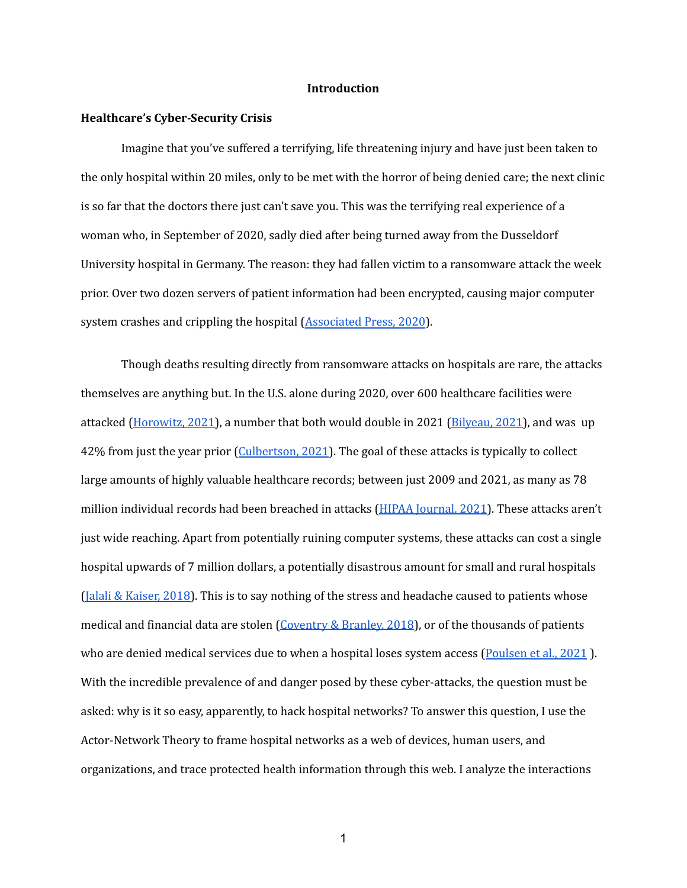# Introduction

## Healthcare's Cyber-Security Crisis

Imagine that you've suffered a terrifying, life threatening injury and have just been taken to the only hospital within 20 miles, only to be met with the horror of being denied care; the next clinic is so far that the doctors there just can't save you. This was the terrifying real experience of a woman who, in September of 2020, sadly died after being turned away from the Dusseldorf University hospital in Germany. The reason: they had fallen victim to a ransomware attack the week prior. Over two dozen servers of patient information had been encrypted, causing major computer system crashes and crippling the hospital (Associated Press, 2020).

Though deaths resulting directly from ransomware attacks on hospitals are rare, the attacks themselves are anything but. In the U.S. alone during 2020, over 600 healthcare facilities were attacked (Horowitz, 2021), a number that both would double in 2021 (Bilyeau, 2021), and was up 42% from just the year prior (Culbertson, 2021). The goal of these attacks is typically to collect large amounts of highly valuable healthcare records; between just 2009 and 2021, as many as 78 million individual records had been breached in attacks (HIPAA Journal, 2021). These attacks aren't just wide reaching. Apart from potentially ruining computer systems, these attacks can cost a single hospital upwards of 7 million dollars, a potentially disastrous amount for small and rural hospitals (Jalali & Kaiser, 2018). This is to say nothing of the stress and headache caused to patients whose medical and financial data are stolen (Coventry & Branley, 2018), or of the thousands of patients who are denied medical services due to when a hospital loses system access (Poulsen et al., 2021 ). With the incredible prevalence of and danger posed by these cyber-attacks, the question must be asked: why is it so easy, apparently, to hack hospital networks? To answer this question, I use the Actor-Network Theory to frame hospital networks as a web of devices, human users, and organizations, and trace protected health information through this web. I analyze the interactions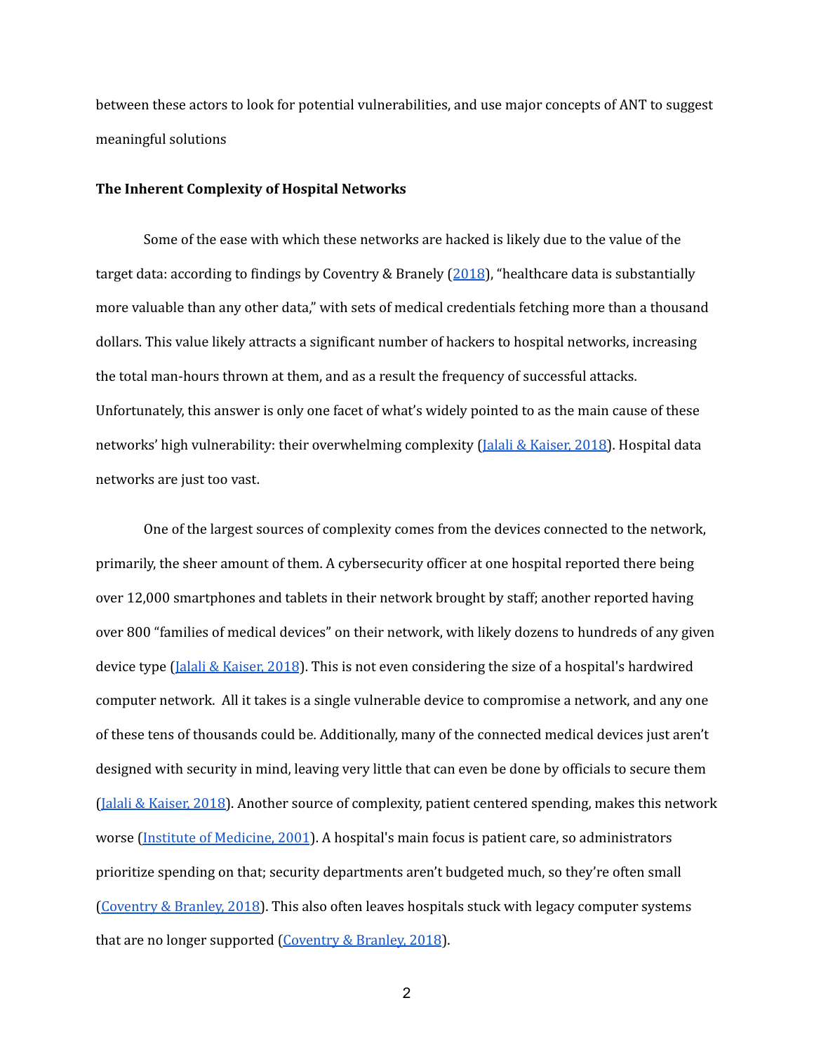between these actors to look for potential vulnerabilities, and use major concepts of ANT to suggest meaningful solutions

**The Inherent Complexity of Hospital Networks**

Some of the ease with which these networks are hacked is likely due to the value of the target data: according to findings by Coventry & Branely (2018), "healthcare data is substantially more valuable than any other data," with sets of medical credentials fetching more than a thousand dollars. This value likely attracts a significant number of hackers to hospital networks, increasing the total man-hours thrown at them, and as a result the frequency of successful attacks. Unfortunately, this answer is only one facet of what's widely pointed to as the main cause of these networks' high vulnerability: their overwhelming complexity (Jalali & Kaiser, 2018). Hospital data networks are just too vast.

One of the largest sources of complexity comes from the devices connected to the network, primarily, the sheer amount of them. A cybersecurity officer at one hospital reported there being over 12,000 smartphones and tablets in their network brought by staff; another reported having over 800 "families of medical devices" on their network, with likely dozens to hundreds of any given device type (Jalali & Kaiser, 2018). This is not even considering the size of a hospital's hardwired computer network. All it takes is a single vulnerable device to compromise a network, and any one of these tens of thousands could be. Additionally, many of the connected medical devices just aren't designed with security in mind, leaving very little that can even be done by officials to secure them (Jalali & Kaiser, 2018). Another source of complexity, patient centered spending, makes this network worse (Institute of Medicine, 2001). A hospital's main focus is patient care, so administrators prioritize spending on that; security departments aren't budgeted much, so they're often small (Coventry & Branley, 2018). This also often leaves hospitals stuck with legacy computer systems that are no longer supported (Coventry & Branley, 2018).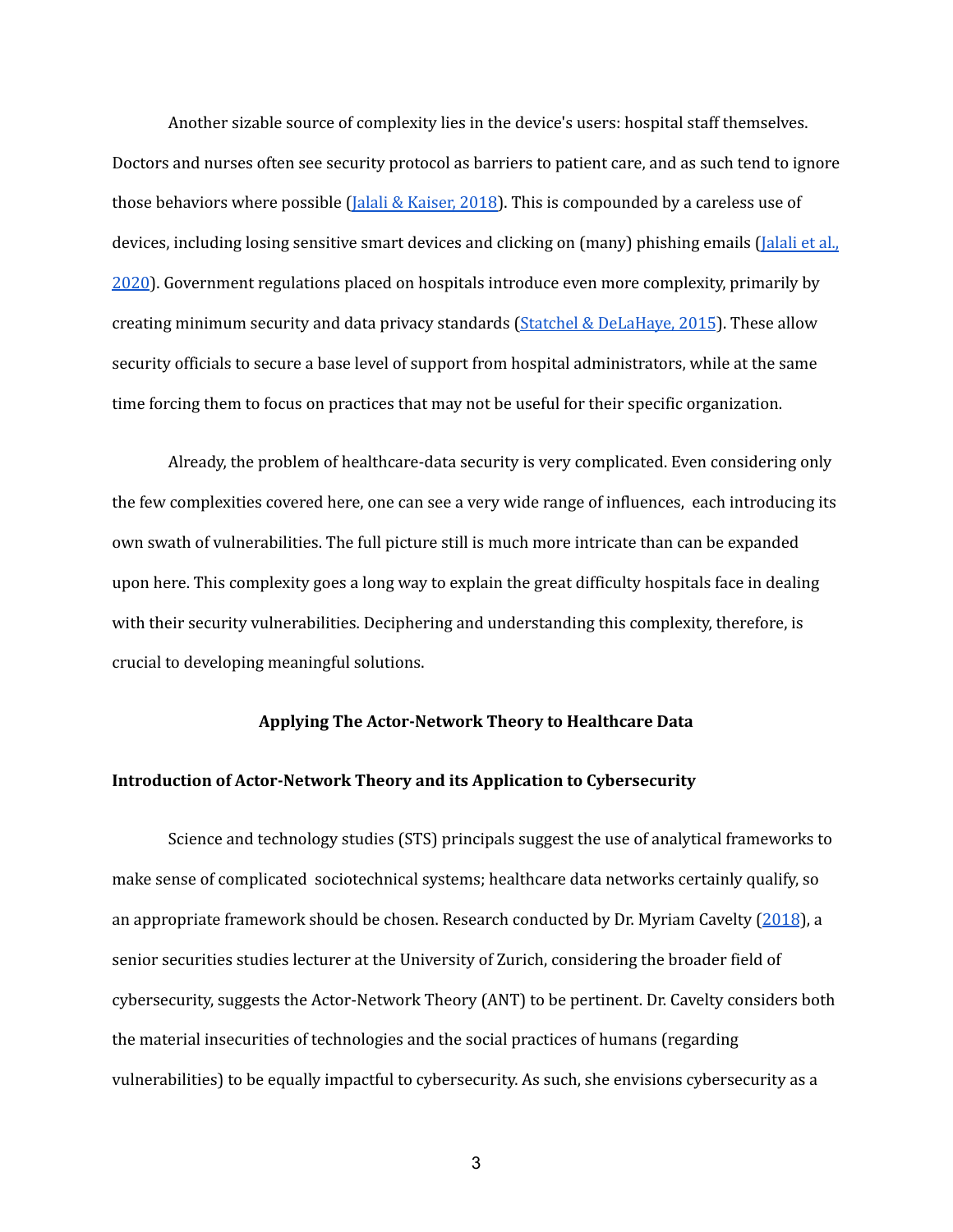Another sizable source of complexity lies in the device's users: hospital staff themselves. Doctors and nurses often see security protocol as barriers to patient care, and as such tend to ignore those behaviors where possible (Jalali & Kaiser, 2018). This is compounded by a careless use of devices, including losing sensitive smart devices and clicking on (many) phishing emails (Jalali et al., 2020). Government regulations placed on hospitals introduce even more complexity, primarily by creating minimum security and data privacy standards (Statchel & DeLaHaye, 2015). These allow security officials to secure a base level of support from hospital administrators, while at the same time forcing them to focus on practices that may not be useful for their specific organization.

Already, the problem of healthcare-data security is very complicated. Even considering only the few complexities covered here, one can see a very wide range of influences, each introducing its own swath of vulnerabilities. The full picture still is much more intricate than can be expanded upon here. This complexity goes a long way to explain the great difficulty hospitals face in dealing with their security vulnerabilities. Deciphering and understanding this complexity, therefore, is crucial to developing meaningful solutions.

## Applying The Actor-Network Theory to Healthcare Data

### Introduction of Actor-Network Theory and its Application to Cybersecurity

Science and technology studies (STS) principals suggest the use of analytical frameworks to make sense of complicated sociotechnical systems; healthcare data networks certainly qualify, so an appropriate framework should be chosen. Research conducted by Dr. Myriam Cavelty (2018), a senior securities studies lecturer at the University of Zurich, considering the broader field of cybersecurity, suggests the Actor-Network Theory (ANT) to be pertinent. Dr. Cavelty considers both the material insecurities of technologies and the social practices of humans (regarding vulnerabilities) to be equally impactful to cybersecurity. As such, she envisions cybersecurity as a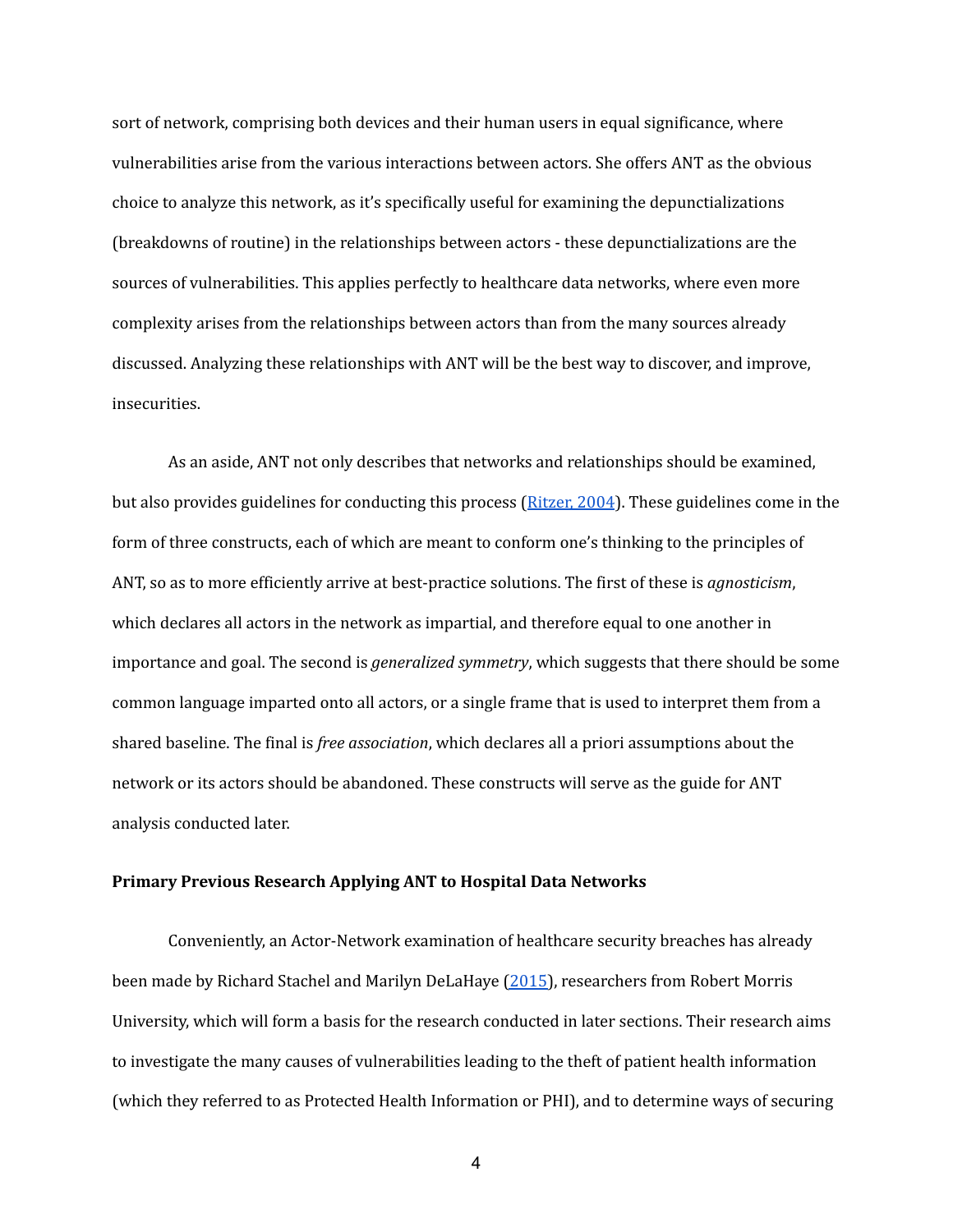sort of network, comprising both devices and their human users in equal significance, where vulnerabilities arise from the various interactions between actors. She offers ANT as the obvious choice to analyze this network, as it's specifically useful for examining the depunctializations (breakdowns of routine) in the relationships between actors - these depunctializations are the sources of vulnerabilities. This applies perfectly to healthcare data networks, where even more complexity arises from the relationships between actors than from the many sources already discussed. Analyzing these relationships with ANT will be the best way to discover, and improve, insecurities.

As an aside, ANT not only describes that networks and relationships should be examined, but also provides guidelines for conducting this process (Ritzer, 2004). These guidelines come in the form of three constructs, each of which are meant to conform one's thinking to the principles of ANT, so as to more efficiently arrive at best-practice solutions. The first of these is *agnosticism*, which declares all actors in the network as impartial, and therefore equal to one another in importance and goal. The second is *generalized symmetry*, which suggests that there should be some common language imparted onto all actors, or a single frame that is used to interpret them from a shared baseline. The final is *free association*, which declares all a priori assumptions about the network or its actors should be abandoned. These constructs will serve as the guide for ANT analysis conducted later.

**Primary Previous Research Applying ANT to Hospital Data Networks**

Conveniently, an Actor-Network examination of healthcare security breaches has already been made by Richard Stachel and Marilyn DeLaHaye (2015), researchers from Robert Morris University, which will form a basis for the research conducted in later sections. Their research aims to investigate the many causes of vulnerabilities leading to the theft of patient health information (which they referred to as Protected Health Information or PHI), and to determine ways of securing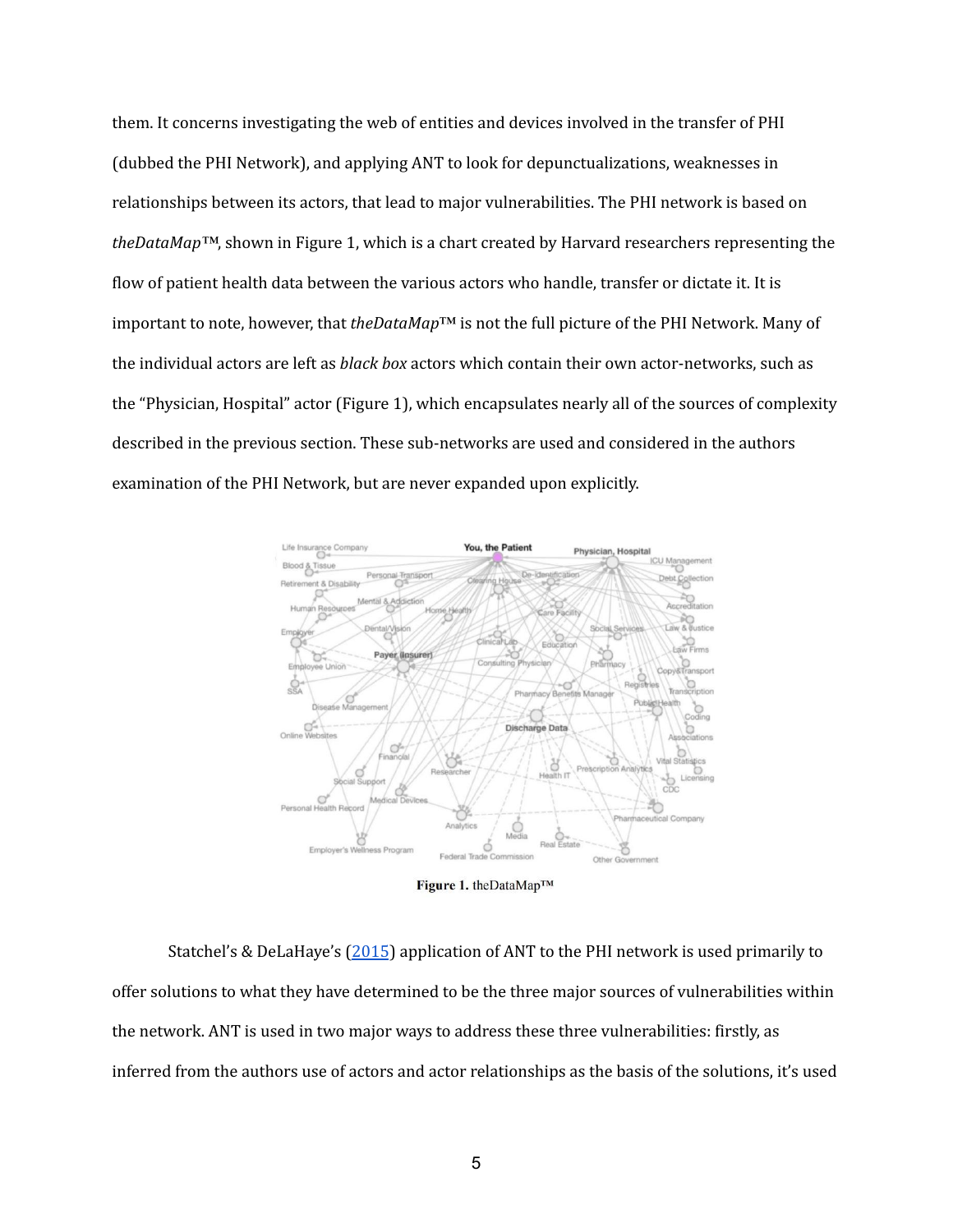them. It concerns investigating the web of entities and devices involved in the transfer of PHI (dubbed the PHI Network), and applying ANT to look for depunctualizations, weaknesses in relationships between its actors, that lead to major vulnerabilities. The PHI network is based on *theDataMap™*, shown in Figure 1, which is a chart created by Harvard researchers representing the flow of patient health data between the various actors who handle, transfer or dictate it. It is important to note, however, that *theDataMap™* is not the full picture of the PHI Network. Many of the individual actors are left as *black box* actors which contain their own actor-networks, such as the "Physician, Hospital" actor (Figure 1), which encapsulates nearly all of the sources of complexity described in the previous section. These sub-networks are used and considered in the authors examination of the PHI Network, but are never expanded upon explicitly.

**Figure 1.** theDataMap™

Statchel's & DeLaHaye's (2015) application of ANT to the PHI network is used primarily to offer solutions to what they have determined to be the three major sources of vulnerabilities within the network. ANT is used in two major ways to address these three vulnerabilities: firstly, as inferred from the authors use of actors and actor relationships as the basis of the solutions, it's used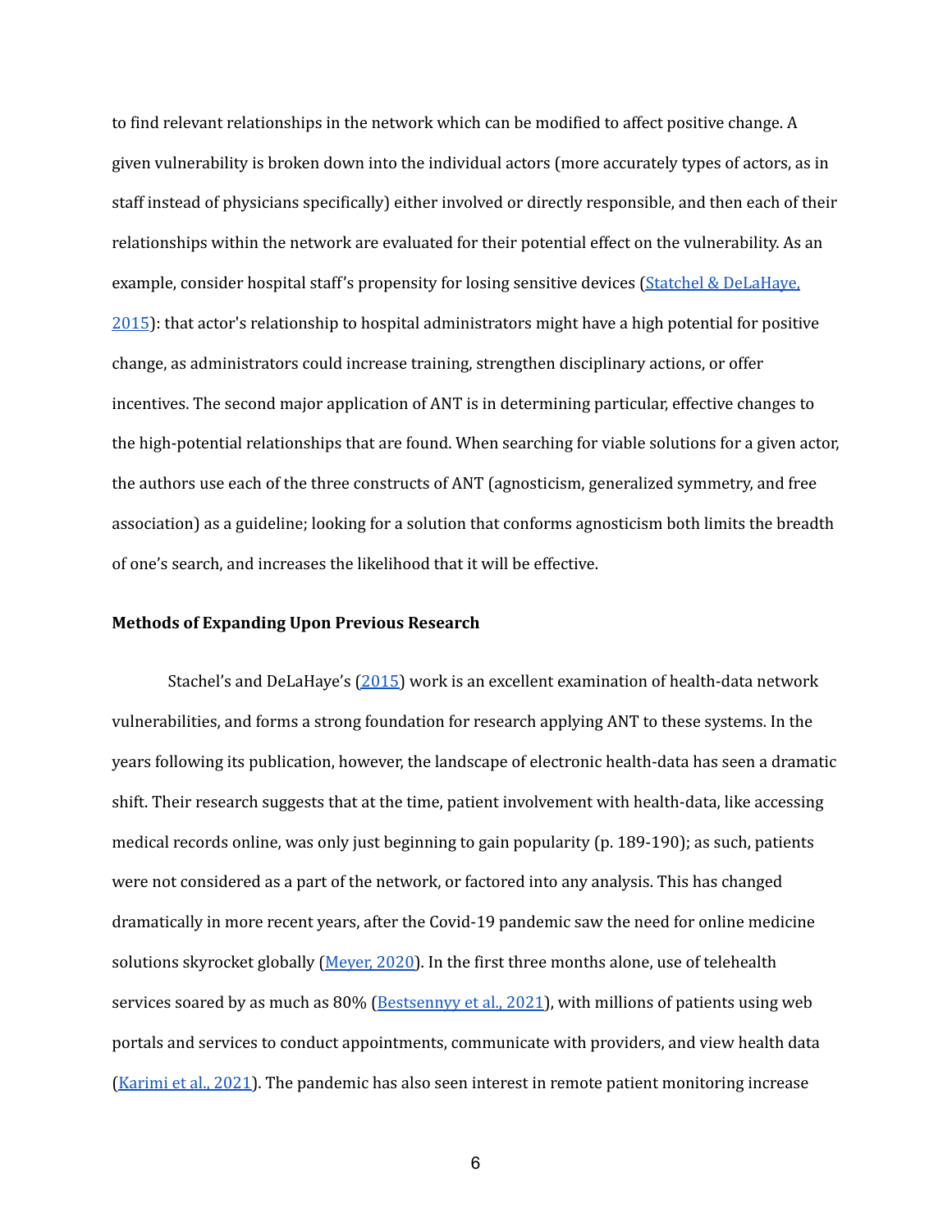to find relevant relationships in the network which can be modified to affect positive change. A given vulnerability is broken down into the individual actors (more accurately types of actors, as in staff instead of physicians specifically) either involved or directly responsible, and then each of their relationships within the network are evaluated for their potential effect on the vulnerability. As an example, consider hospital staff's propensity for losing sensitive devices (Statchel & DeLaHaye, 2015): that actor's relationship to hospital administrators might have a high potential for positive change, as administrators could increase training, strengthen disciplinary actions, or offer incentives. The second major application of ANT is in determining particular, effective changes to the high-potential relationships that are found. When searching for viable solutions for a given actor, the authors use each of the three constructs of ANT (agnosticism, generalized symmetry, and free association) as a guideline; looking for a solution that conforms agnosticism both limits the breadth of one's search, and increases the likelihood that it will be effective.

**Methods of Expanding Upon Previous Research**

Stachel's and DeLaHaye's (2015) work is an excellent examination of health-data network vulnerabilities, and forms a strong foundation for research applying ANT to these systems. In the years following its publication, however, the landscape of electronic health-data has seen a dramatic shift. Their research suggests that at the time, patient involvement with health-data, like accessing medical records online, was only just beginning to gain popularity (p. 189-190); as such, patients were not considered as a part of the network, or factored into any analysis. This has changed dramatically in more recent years, after the Covid-19 pandemic saw the need for online medicine solutions skyrocket globally (Meyer, 2020). In the first three months alone, use of telehealth services soared by as much as 80% (Bestsennyy et al., 2021), with millions of patients using web portals and services to conduct appointments, communicate with providers, and view health data (Karimi et al., 2021). The pandemic has also seen interest in remote patient monitoring increase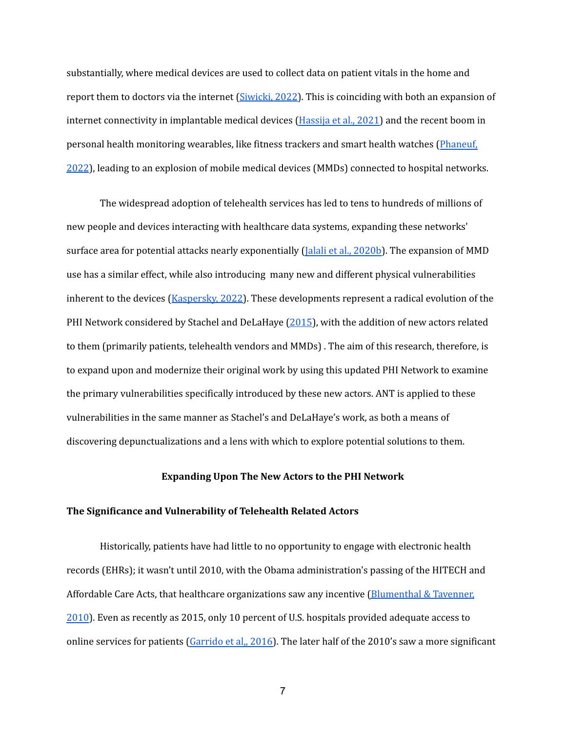substantially, where medical devices are used to collect data on patient vitals in the home and report them to doctors via the internet (Siwicki, 2022). This is coinciding with both an expansion of internet connectivity in implantable medical devices (Hassija et al., 2021) and the recent boom in personal health monitoring wearables, like fitness trackers and smart health watches (Phaneuf, 2022), leading to an explosion of mobile medical devices (MMDs) connected to hospital networks.

The widespread adoption of telehealth services has led to tens to hundreds of millions of new people and devices interacting with healthcare data systems, expanding these networks' surface area for potential attacks nearly exponentially (Jalali et al., 2020b). The expansion of MMD use has a similar effect, while also introducing  many new and different physical vulnerabilities inherent to the devices (Kaspersky, 2022). These developments represent a radical evolution of the PHI Network considered by Stachel and DeLaHaye (2015), with the addition of new actors related to them (primarily patients, telehealth vendors and MMDs) . The aim of this research, therefore, is to expand upon and modernize their original work by using this updated PHI Network to examine the primary vulnerabilities specifically introduced by these new actors. ANT is applied to these vulnerabilities in the same manner as Stachel's and DeLaHaye's work, as both a means of discovering depunctualizations and a lens with which to explore potential solutions to them.

## Expanding Upon The New Actors to the PHI Network

### The Significance and Vulnerability of Telehealth Related Actors

Historically, patients have had little to no opportunity to engage with electronic health records (EHRs); it wasn't until 2010, with the Obama administration's passing of the HITECH and Affordable Care Acts, that healthcare organizations saw any incentive (Blumenthal & Tavenner, 2010). Even as recently as 2015, only 10 percent of U.S. hospitals provided adequate access to online services for patients (Garrido et al,, 2016). The later half of the 2010's saw a more significant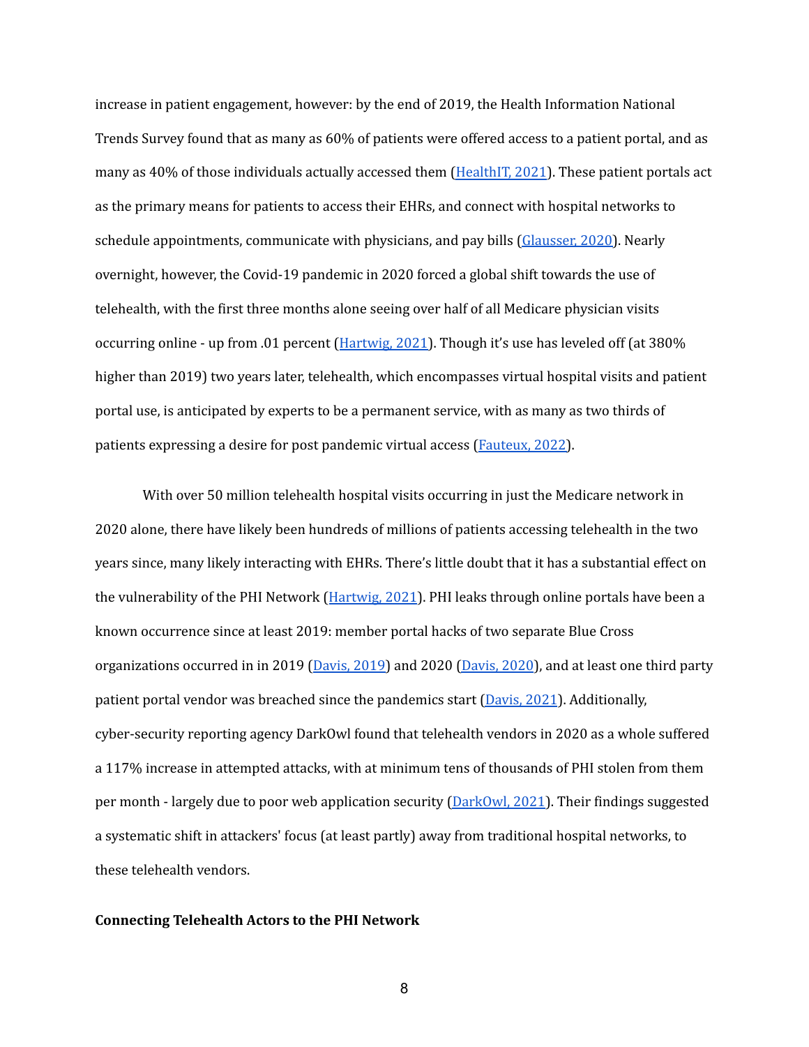increase in patient engagement, however: by the end of 2019, the Health Information National Trends Survey found that as many as 60% of patients were offered access to a patient portal, and as many as 40% of those individuals actually accessed them (HealthIT, 2021). These patient portals act as the primary means for patients to access their EHRs, and connect with hospital networks to schedule appointments, communicate with physicians, and pay bills (Glausser, 2020). Nearly overnight, however, the Covid-19 pandemic in 2020 forced a global shift towards the use of telehealth, with the first three months alone seeing over half of all Medicare physician visits occurring online - up from .01 percent (Hartwig, 2021). Though it's use has leveled off (at 380% higher than 2019) two years later, telehealth, which encompasses virtual hospital visits and patient portal use, is anticipated by experts to be a permanent service, with as many as two thirds of patients expressing a desire for post pandemic virtual access (Fauteux, 2022).

With over 50 million telehealth hospital visits occurring in just the Medicare network in 2020 alone, there have likely been hundreds of millions of patients accessing telehealth in the two years since, many likely interacting with EHRs. There's little doubt that it has a substantial effect on the vulnerability of the PHI Network (Hartwig, 2021). PHI leaks through online portals have been a known occurrence since at least 2019: member portal hacks of two separate Blue Cross organizations occurred in in 2019 (Davis, 2019) and 2020 (Davis, 2020), and at least one third party patient portal vendor was breached since the pandemics start (Davis, 2021). Additionally, cyber-security reporting agency DarkOwl found that telehealth vendors in 2020 as a whole suffered a 117% increase in attempted attacks, with at minimum tens of thousands of PHI stolen from them per month - largely due to poor web application security (DarkOwl, 2021). Their findings suggested a systematic shift in attackers' focus (at least partly) away from traditional hospital networks, to these telehealth vendors.

**Connecting Telehealth Actors to the PHI Network**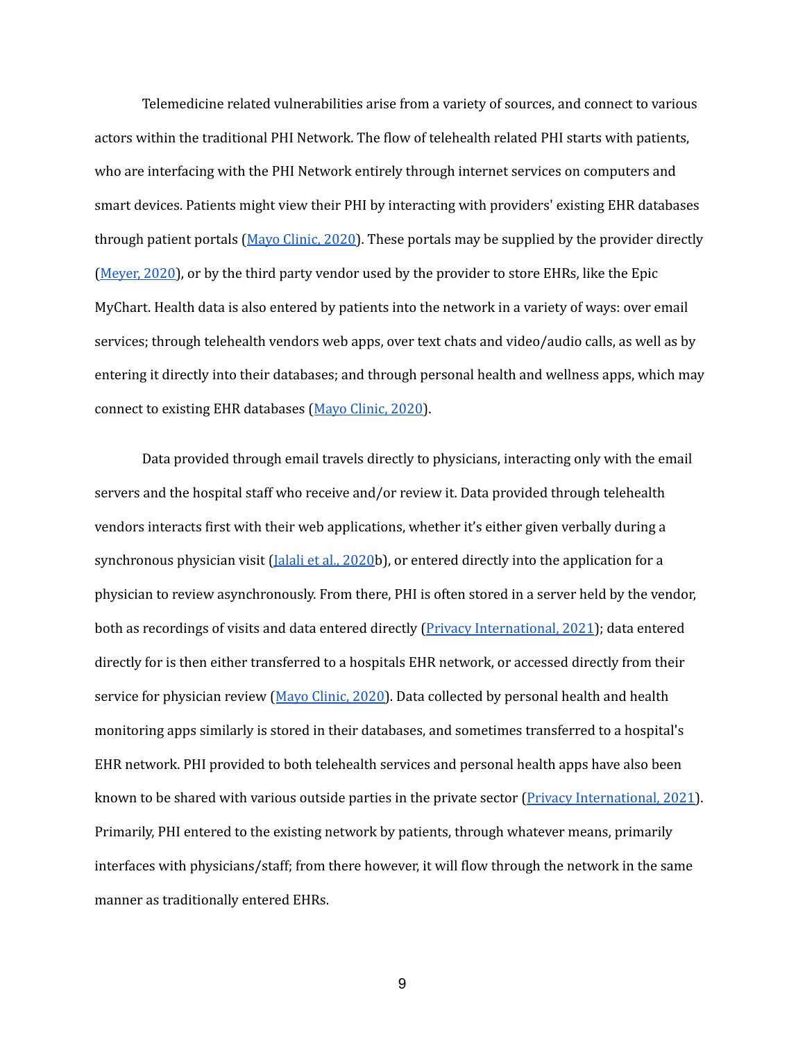Telemedicine related vulnerabilities arise from a variety of sources, and connect to various actors within the traditional PHI Network. The flow of telehealth related PHI starts with patients, who are interfacing with the PHI Network entirely through internet services on computers and smart devices. Patients might view their PHI by interacting with providers' existing EHR databases through patient portals (Mayo Clinic, 2020). These portals may be supplied by the provider directly (Meyer, 2020), or by the third party vendor used by the provider to store EHRs, like the Epic MyChart. Health data is also entered by patients into the network in a variety of ways: over email services; through telehealth vendors web apps, over text chats and video/audio calls, as well as by entering it directly into their databases; and through personal health and wellness apps, which may connect to existing EHR databases (Mayo Clinic, 2020).

Data provided through email travels directly to physicians, interacting only with the email servers and the hospital staff who receive and/or review it. Data provided through telehealth vendors interacts first with their web applications, whether it's either given verbally during a synchronous physician visit (Jalali et al., 2020b), or entered directly into the application for a physician to review asynchronously. From there, PHI is often stored in a server held by the vendor, both as recordings of visits and data entered directly (Privacy International, 2021); data entered directly for is then either transferred to a hospitals EHR network, or accessed directly from their service for physician review (Mayo Clinic, 2020). Data collected by personal health and health monitoring apps similarly is stored in their databases, and sometimes transferred to a hospital's EHR network. PHI provided to both telehealth services and personal health apps have also been known to be shared with various outside parties in the private sector (Privacy International, 2021). Primarily, PHI entered to the existing network by patients, through whatever means, primarily interfaces with physicians/staff; from there however, it will flow through the network in the same manner as traditionally entered EHRs.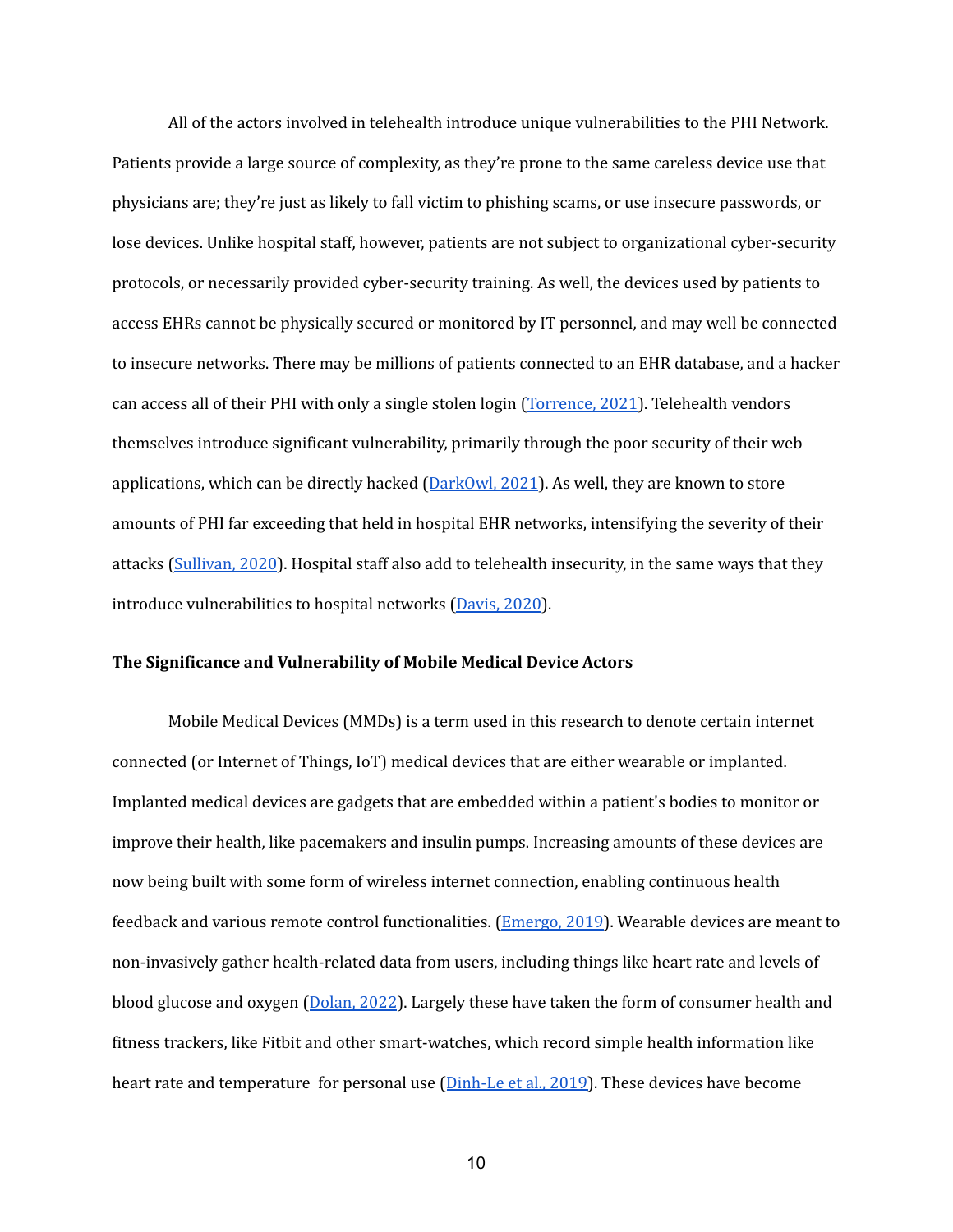All of the actors involved in telehealth introduce unique vulnerabilities to the PHI Network. Patients provide a large source of complexity, as they're prone to the same careless device use that physicians are; they're just as likely to fall victim to phishing scams, or use insecure passwords, or lose devices. Unlike hospital staff, however, patients are not subject to organizational cyber-security protocols, or necessarily provided cyber-security training. As well, the devices used by patients to access EHRs cannot be physically secured or monitored by IT personnel, and may well be connected to insecure networks. There may be millions of patients connected to an EHR database, and a hacker can access all of their PHI with only a single stolen login (Torrence, 2021). Telehealth vendors themselves introduce significant vulnerability, primarily through the poor security of their web applications, which can be directly hacked (DarkOwl, 2021). As well, they are known to store amounts of PHI far exceeding that held in hospital EHR networks, intensifying the severity of their attacks (Sullivan, 2020). Hospital staff also add to telehealth insecurity, in the same ways that they introduce vulnerabilities to hospital networks (Davis, 2020).

**The Significance and Vulnerability of Mobile Medical Device Actors**

Mobile Medical Devices (MMDs) is a term used in this research to denote certain internet connected (or Internet of Things, IoT) medical devices that are either wearable or implanted. Implanted medical devices are gadgets that are embedded within a patient's bodies to monitor or improve their health, like pacemakers and insulin pumps. Increasing amounts of these devices are now being built with some form of wireless internet connection, enabling continuous health feedback and various remote control functionalities. (Emergo, 2019). Wearable devices are meant to non-invasively gather health-related data from users, including things like heart rate and levels of blood glucose and oxygen (Dolan, 2022). Largely these have taken the form of consumer health and fitness trackers, like Fitbit and other smart-watches, which record simple health information like heart rate and temperature for personal use (Dinh-Le et al., 2019). These devices have become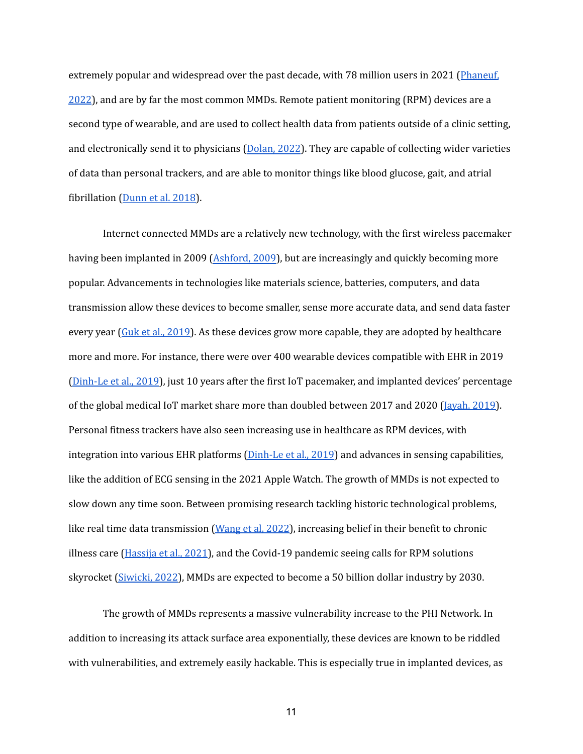extremely popular and widespread over the past decade, with 78 million users in 2021 (Phaneuf, 2022), and are by far the most common MMDs. Remote patient monitoring (RPM) devices are a second type of wearable, and are used to collect health data from patients outside of a clinic setting, and electronically send it to physicians (Dolan, 2022). They are capable of collecting wider varieties of data than personal trackers, and are able to monitor things like blood glucose, gait, and atrial fibrillation (Dunn et al. 2018).

Internet connected MMDs are a relatively new technology, with the first wireless pacemaker having been implanted in 2009 (Ashford, 2009), but are increasingly and quickly becoming more popular. Advancements in technologies like materials science, batteries, computers, and data transmission allow these devices to become smaller, sense more accurate data, and send data faster every year (Guk et al., 2019). As these devices grow more capable, they are adopted by healthcare more and more. For instance, there were over 400 wearable devices compatible with EHR in 2019 (Dinh-Le et al., 2019), just 10 years after the first IoT pacemaker, and implanted devices' percentage of the global medical IoT market share more than doubled between 2017 and 2020 (Jayah, 2019). Personal fitness trackers have also seen increasing use in healthcare as RPM devices, with integration into various EHR platforms (Dinh-Le et al., 2019) and advances in sensing capabilities, like the addition of ECG sensing in the 2021 Apple Watch. The growth of MMDs is not expected to slow down any time soon. Between promising research tackling historic technological problems, like real time data transmission (Wang et al, 2022), increasing belief in their benefit to chronic illness care (Hassija et al., 2021), and the Covid-19 pandemic seeing calls for RPM solutions skyrocket (Siwicki, 2022), MMDs are expected to become a 50 billion dollar industry by 2030.

The growth of MMDs represents a massive vulnerability increase to the PHI Network. In addition to increasing its attack surface area exponentially, these devices are known to be riddled with vulnerabilities, and extremely easily hackable. This is especially true in implanted devices, as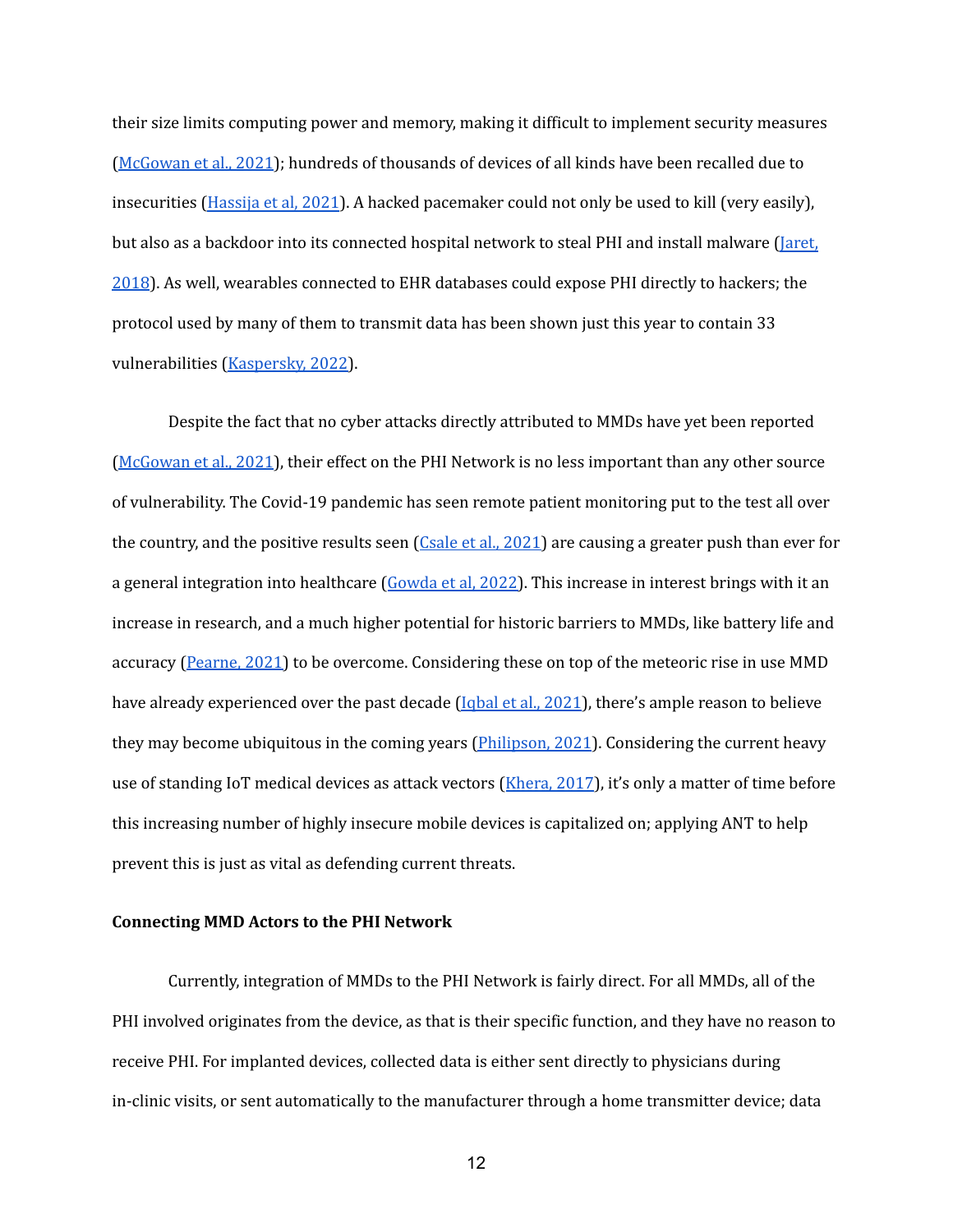their size limits computing power and memory, making it difficult to implement security measures (McGowan et al., 2021); hundreds of thousands of devices of all kinds have been recalled due to insecurities (Hassija et al, 2021). A hacked pacemaker could not only be used to kill (very easily), but also as a backdoor into its connected hospital network to steal PHI and install malware (Jaret, 2018). As well, wearables connected to EHR databases could expose PHI directly to hackers; the protocol used by many of them to transmit data has been shown just this year to contain 33 vulnerabilities (Kaspersky, 2022).

Despite the fact that no cyber attacks directly attributed to MMDs have yet been reported (McGowan et al., 2021), their effect on the PHI Network is no less important than any other source of vulnerability. The Covid-19 pandemic has seen remote patient monitoring put to the test all over the country, and the positive results seen (Csale et al., 2021) are causing a greater push than ever for a general integration into healthcare (Gowda et al, 2022). This increase in interest brings with it an increase in research, and a much higher potential for historic barriers to MMDs, like battery life and accuracy (Pearne, 2021) to be overcome. Considering these on top of the meteoric rise in use MMD have already experienced over the past decade (Iqbal et al., 2021), there's ample reason to believe they may become ubiquitous in the coming years (Philipson, 2021). Considering the current heavy use of standing IoT medical devices as attack vectors (Khera, 2017), it's only a matter of time before this increasing number of highly insecure mobile devices is capitalized on; applying ANT to help prevent this is just as vital as defending current threats.

**Connecting MMD Actors to the PHI Network**

Currently, integration of MMDs to the PHI Network is fairly direct. For all MMDs, all of the PHI involved originates from the device, as that is their specific function, and they have no reason to receive PHI. For implanted devices, collected data is either sent directly to physicians during in-clinic visits, or sent automatically to the manufacturer through a home transmitter device; data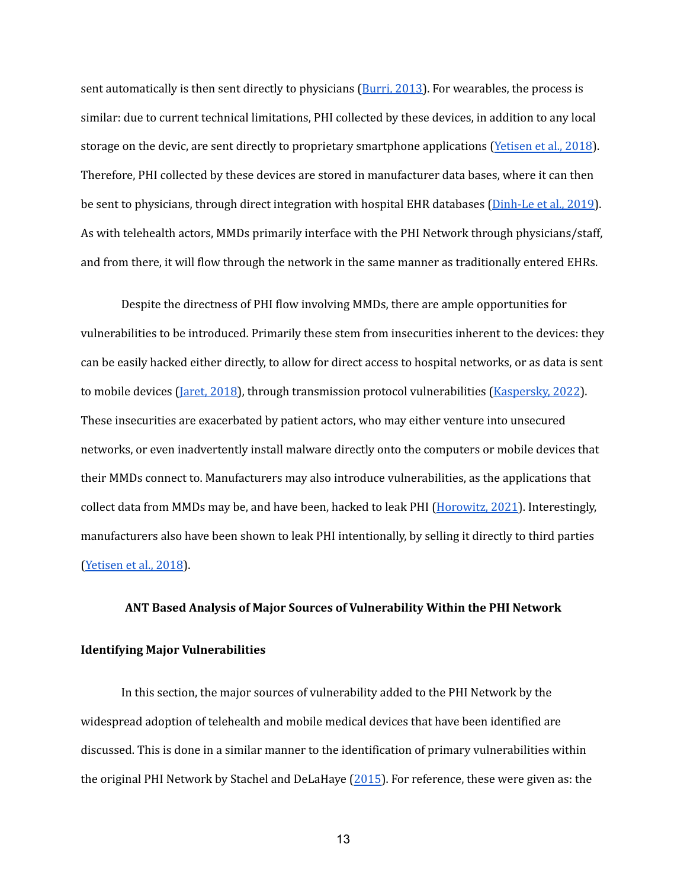sent automatically is then sent directly to physicians (Burri, 2013). For wearables, the process is similar: due to current technical limitations, PHI collected by these devices, in addition to any local storage on the devic, are sent directly to proprietary smartphone applications (Yetisen et al., 2018). Therefore, PHI collected by these devices are stored in manufacturer data bases, where it can then be sent to physicians, through direct integration with hospital EHR databases (Dinh-Le et al., 2019). As with telehealth actors, MMDs primarily interface with the PHI Network through physicians/staff, and from there, it will flow through the network in the same manner as traditionally entered EHRs.

Despite the directness of PHI flow involving MMDs, there are ample opportunities for vulnerabilities to be introduced. Primarily these stem from insecurities inherent to the devices: they can be easily hacked either directly, to allow for direct access to hospital networks, or as data is sent to mobile devices (Jaret, 2018), through transmission protocol vulnerabilities (Kaspersky, 2022). These insecurities are exacerbated by patient actors, who may either venture into unsecured networks, or even inadvertently install malware directly onto the computers or mobile devices that their MMDs connect to. Manufacturers may also introduce vulnerabilities, as the applications that collect data from MMDs may be, and have been, hacked to leak PHI (Horowitz, 2021). Interestingly, manufacturers also have been shown to leak PHI intentionally, by selling it directly to third parties (Yetisen et al., 2018).

## ANT Based Analysis of Major Sources of Vulnerability Within the PHI Network

### Identifying Major Vulnerabilities

In this section, the major sources of vulnerability added to the PHI Network by the widespread adoption of telehealth and mobile medical devices that have been identified are discussed. This is done in a similar manner to the identification of primary vulnerabilities within the original PHI Network by Stachel and DeLaHaye (2015). For reference, these were given as: the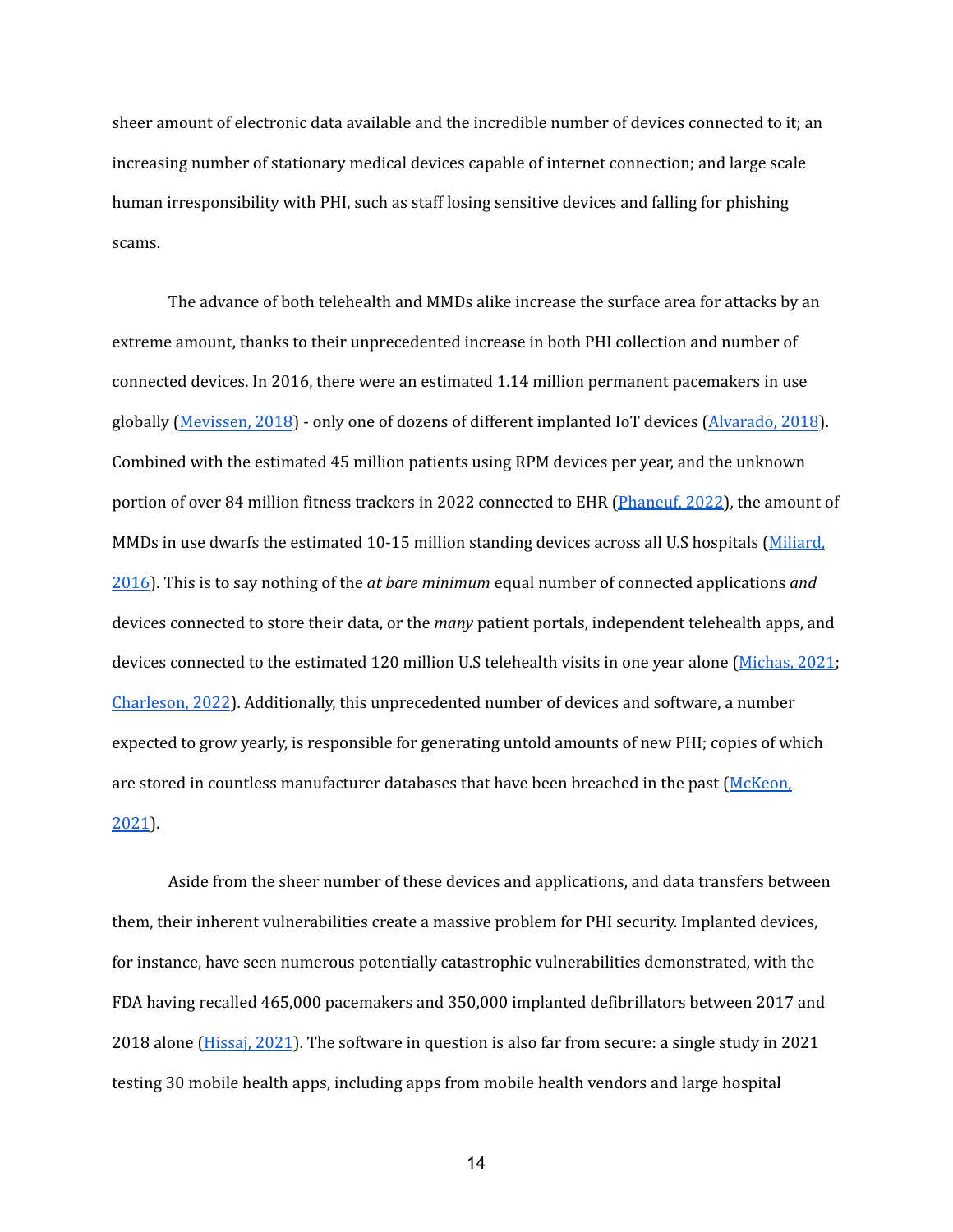sheer amount of electronic data available and the incredible number of devices connected to it; an increasing number of stationary medical devices capable of internet connection; and large scale human irresponsibility with PHI, such as staff losing sensitive devices and falling for phishing scams.

The advance of both telehealth and MMDs alike increase the surface area for attacks by an extreme amount, thanks to their unprecedented increase in both PHI collection and number of connected devices. In 2016, there were an estimated 1.14 million permanent pacemakers in use globally (Mevissen, 2018) - only one of dozens of different implanted IoT devices (Alvarado, 2018). Combined with the estimated 45 million patients using RPM devices per year, and the unknown portion of over 84 million fitness trackers in 2022 connected to EHR (Phaneuf, 2022), the amount of MMDs in use dwarfs the estimated 10-15 million standing devices across all U.S hospitals (Miliard, 2016). This is to say nothing of the *at bare minimum* equal number of connected applications *and* devices connected to store their data, or the *many* patient portals, independent telehealth apps, and devices connected to the estimated 120 million U.S telehealth visits in one year alone (Michas, 2021; Charleson, 2022). Additionally, this unprecedented number of devices and software, a number expected to grow yearly, is responsible for generating untold amounts of new PHI; copies of which are stored in countless manufacturer databases that have been breached in the past (McKeon, 2021).

Aside from the sheer number of these devices and applications, and data transfers between them, their inherent vulnerabilities create a massive problem for PHI security. Implanted devices, for instance, have seen numerous potentially catastrophic vulnerabilities demonstrated, with the FDA having recalled 465,000 pacemakers and 350,000 implanted defibrillators between 2017 and 2018 alone (Hissaj, 2021). The software in question is also far from secure: a single study in 2021 testing 30 mobile health apps, including apps from mobile health vendors and large hospital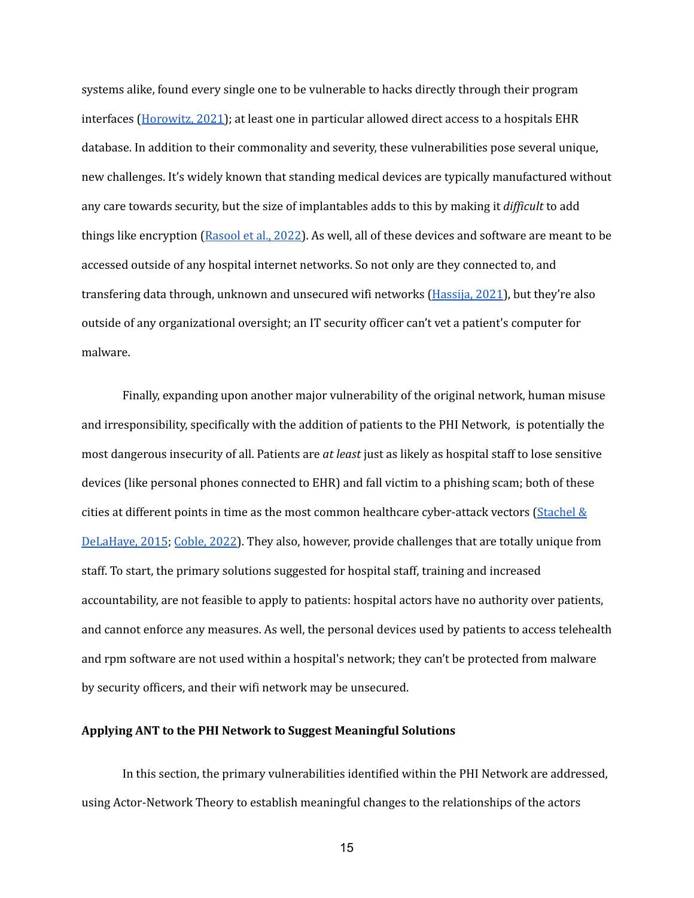systems alike, found every single one to be vulnerable to hacks directly through their program interfaces ([Horowitz, 2021](#)); at least one in particular allowed direct access to a hospitals EHR database. In addition to their commonality and severity, these vulnerabilities pose several unique, new challenges. It's widely known that standing medical devices are typically manufactured without any care towards security, but the size of implantables adds to this by making it *difficult* to add things like encryption ([Rasool et al., 2022](#)). As well, all of these devices and software are meant to be accessed outside of any hospital internet networks. So not only are they connected to, and transfering data through, unknown and unsecured wifi networks ([Hassija, 2021](#)), but they're also outside of any organizational oversight; an IT security officer can't vet a patient's computer for malware.

Finally, expanding upon another major vulnerability of the original network, human misuse and irresponsibility, specifically with the addition of patients to the PHI Network, is potentially the most dangerous insecurity of all. Patients are *at least* just as likely as hospital staff to lose sensitive devices (like personal phones connected to EHR) and fall victim to a phishing scam; both of these cities at different points in time as the most common healthcare cyber-attack vectors ([Stachel & DeLaHaye, 2015](#); [Coble, 2022](#)). They also, however, provide challenges that are totally unique from staff. To start, the primary solutions suggested for hospital staff, training and increased accountability, are not feasible to apply to patients: hospital actors have no authority over patients, and cannot enforce any measures. As well, the personal devices used by patients to access telehealth and rpm software are not used within a hospital's network; they can't be protected from malware by security officers, and their wifi network may be unsecured.

**Applying ANT to the PHI Network to Suggest Meaningful Solutions**

In this section, the primary vulnerabilities identified within the PHI Network are addressed, using Actor-Network Theory to establish meaningful changes to the relationships of the actors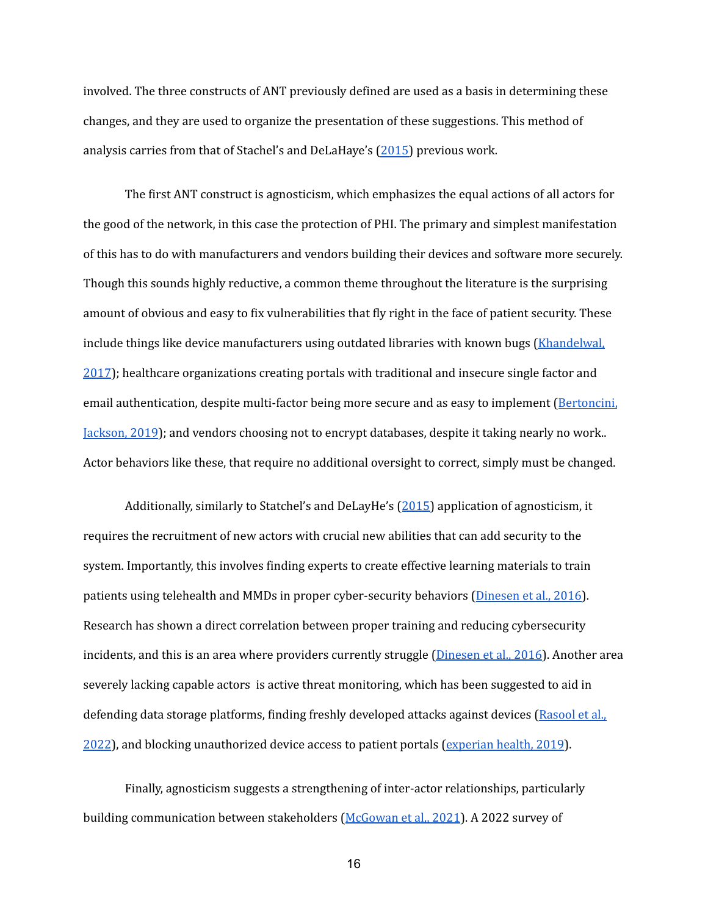involved. The three constructs of ANT previously defined are used as a basis in determining these changes, and they are used to organize the presentation of these suggestions. This method of analysis carries from that of Stachel's and DeLaHaye's (2015) previous work.

The first ANT construct is agnosticism, which emphasizes the equal actions of all actors for the good of the network, in this case the protection of PHI. The primary and simplest manifestation of this has to do with manufacturers and vendors building their devices and software more securely. Though this sounds highly reductive, a common theme throughout the literature is the surprising amount of obvious and easy to fix vulnerabilities that fly right in the face of patient security. These include things like device manufacturers using outdated libraries with known bugs (Khandelwal, 2017); healthcare organizations creating portals with traditional and insecure single factor and email authentication, despite multi-factor being more secure and as easy to implement (Bertoncini, Jackson, 2019); and vendors choosing not to encrypt databases, despite it taking nearly no work.. Actor behaviors like these, that require no additional oversight to correct, simply must be changed.

Additionally, similarly to Statchel's and DeLayHe's (2015) application of agnosticism, it requires the recruitment of new actors with crucial new abilities that can add security to the system. Importantly, this involves finding experts to create effective learning materials to train patients using telehealth and MMDs in proper cyber-security behaviors (Dinesen et al., 2016). Research has shown a direct correlation between proper training and reducing cybersecurity incidents, and this is an area where providers currently struggle (Dinesen et al., 2016). Another area severely lacking capable actors  is active threat monitoring, which has been suggested to aid in defending data storage platforms, finding freshly developed attacks against devices (Rasool et al., 2022), and blocking unauthorized device access to patient portals (experian health, 2019).

Finally, agnosticism suggests a strengthening of inter-actor relationships, particularly building communication between stakeholders (McGowan et al,, 2021). A 2022 survey of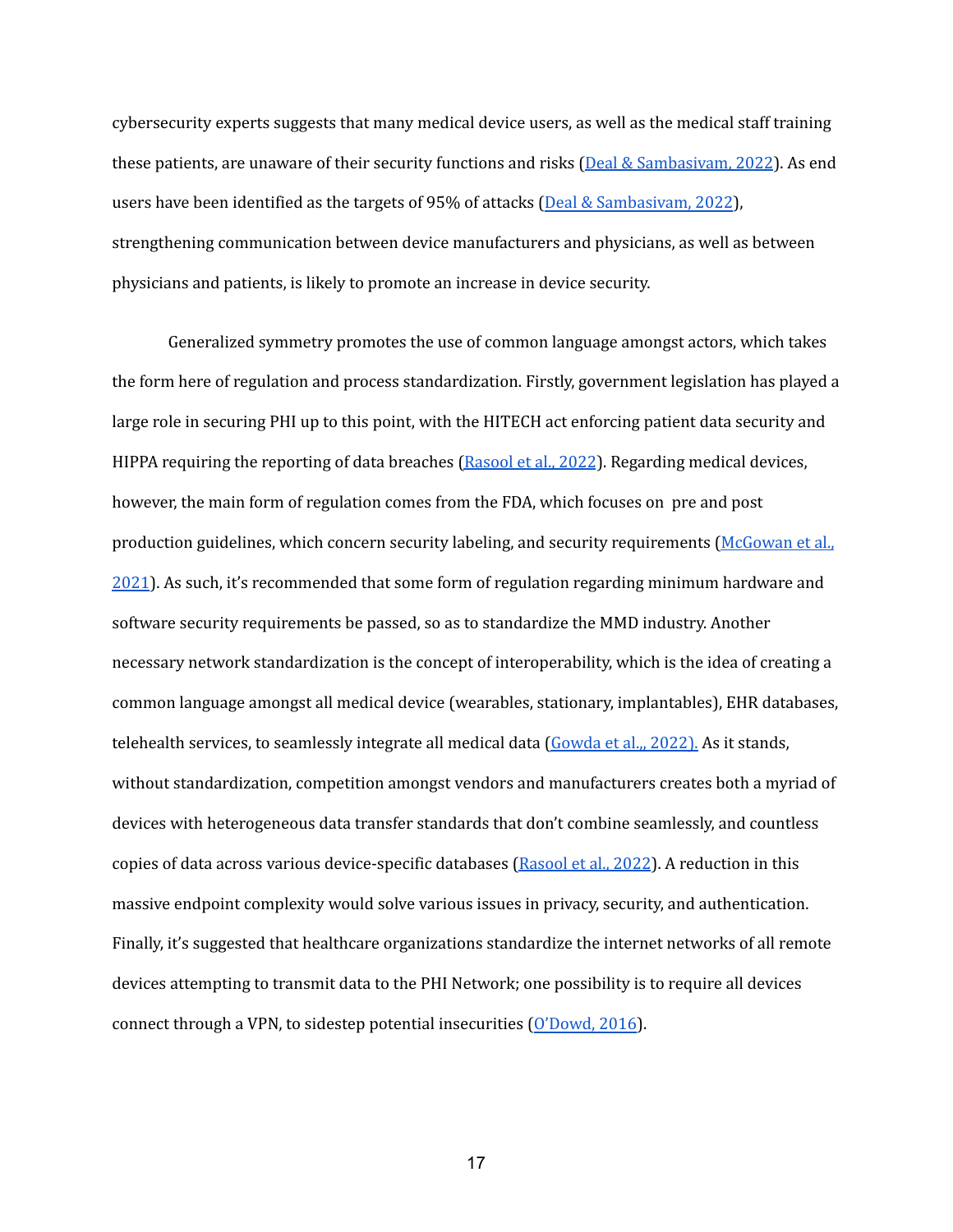cybersecurity experts suggests that many medical device users, as well as the medical staff training these patients, are unaware of their security functions and risks (Deal & Sambasivam, 2022). As end users have been identified as the targets of 95% of attacks (Deal & Sambasivam, 2022), strengthening communication between device manufacturers and physicians, as well as between physicians and patients, is likely to promote an increase in device security.

Generalized symmetry promotes the use of common language amongst actors, which takes the form here of regulation and process standardization. Firstly, government legislation has played a large role in securing PHI up to this point, with the HITECH act enforcing patient data security and HIPPA requiring the reporting of data breaches (Rasool et al., 2022). Regarding medical devices, however, the main form of regulation comes from the FDA, which focuses on pre and post production guidelines, which concern security labeling, and security requirements (McGowan et al., 2021). As such, it's recommended that some form of regulation regarding minimum hardware and software security requirements be passed, so as to standardize the MMD industry. Another necessary network standardization is the concept of interoperability, which is the idea of creating a common language amongst all medical device (wearables, stationary, implantables), EHR databases, telehealth services, to seamlessly integrate all medical data (Gowda et al.,, 2022). As it stands, without standardization, competition amongst vendors and manufacturers creates both a myriad of devices with heterogeneous data transfer standards that don't combine seamlessly, and countless copies of data across various device-specific databases (Rasool et al., 2022). A reduction in this massive endpoint complexity would solve various issues in privacy, security, and authentication. Finally, it's suggested that healthcare organizations standardize the internet networks of all remote devices attempting to transmit data to the PHI Network; one possibility is to require all devices connect through a VPN, to sidestep potential insecurities (O'Dowd, 2016).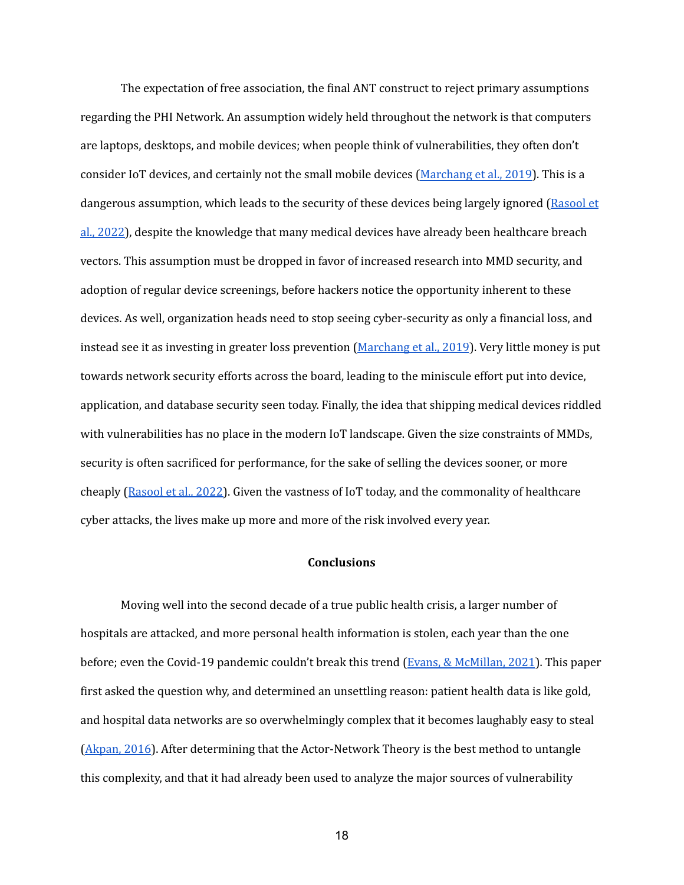The expectation of free association, the final ANT construct to reject primary assumptions regarding the PHI Network. An assumption widely held throughout the network is that computers are laptops, desktops, and mobile devices; when people think of vulnerabilities, they often don't consider IoT devices, and certainly not the small mobile devices (Marchang et al., 2019). This is a dangerous assumption, which leads to the security of these devices being largely ignored (Rasool et al., 2022), despite the knowledge that many medical devices have already been healthcare breach vectors. This assumption must be dropped in favor of increased research into MMD security, and adoption of regular device screenings, before hackers notice the opportunity inherent to these devices. As well, organization heads need to stop seeing cyber-security as only a financial loss, and instead see it as investing in greater loss prevention (Marchang et al., 2019). Very little money is put towards network security efforts across the board, leading to the miniscule effort put into device, application, and database security seen today. Finally, the idea that shipping medical devices riddled with vulnerabilities has no place in the modern IoT landscape. Given the size constraints of MMDs, security is often sacrificed for performance, for the sake of selling the devices sooner, or more cheaply (Rasool et al., 2022). Given the vastness of IoT today, and the commonality of healthcare cyber attacks, the lives make up more and more of the risk involved every year.

## Conclusions

Moving well into the second decade of a true public health crisis, a larger number of hospitals are attacked, and more personal health information is stolen, each year than the one before; even the Covid-19 pandemic couldn't break this trend (Evans, & McMillan, 2021). This paper first asked the question why, and determined an unsettling reason: patient health data is like gold, and hospital data networks are so overwhelmingly complex that it becomes laughably easy to steal (Akpan, 2016). After determining that the Actor-Network Theory is the best method to untangle this complexity, and that it had already been used to analyze the major sources of vulnerability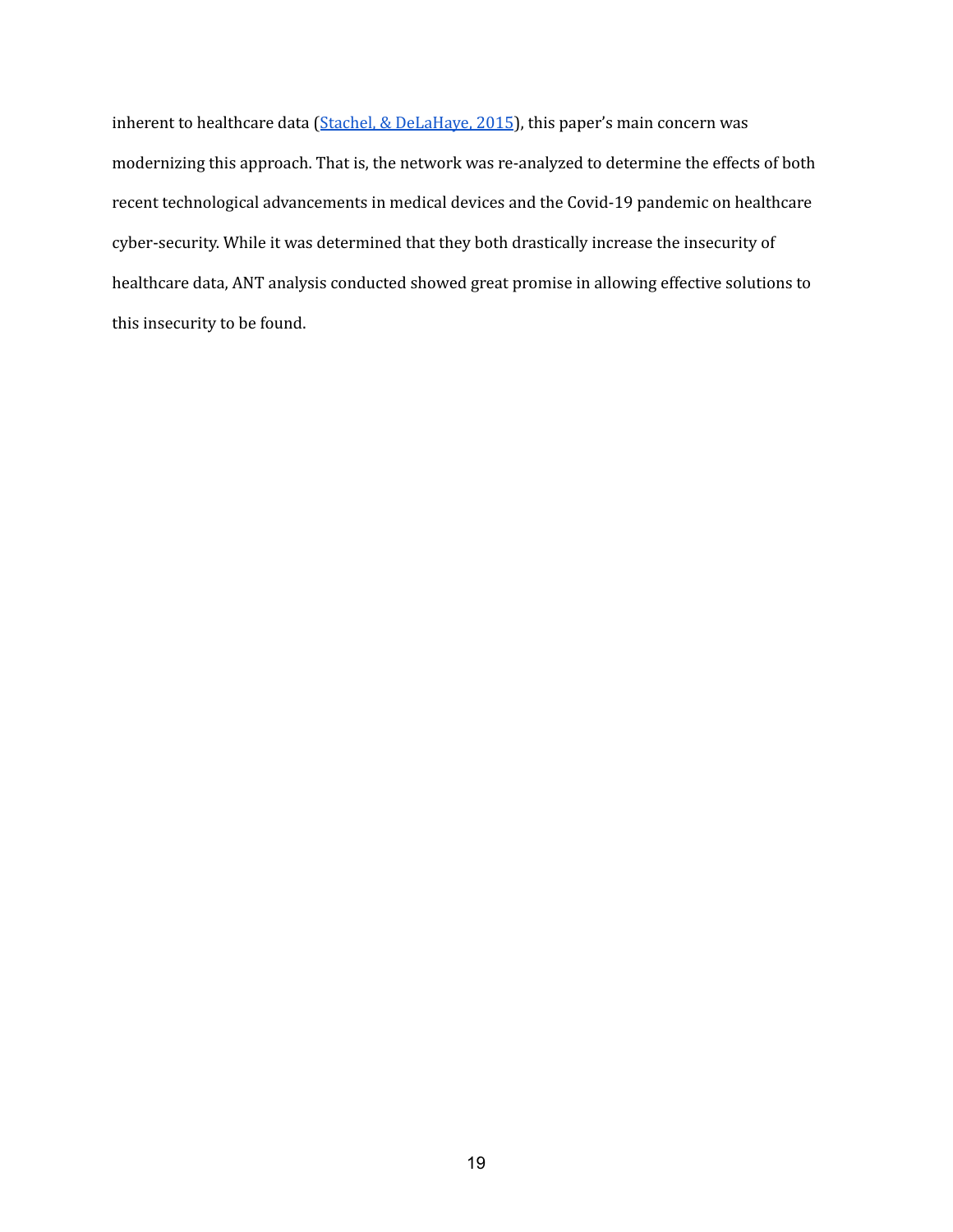inherent to healthcare data ([Stachel, & DeLaHaye, 2015]), this paper's main concern was modernizing this approach. That is, the network was re-analyzed to determine the effects of both recent technological advancements in medical devices and the Covid-19 pandemic on healthcare cyber-security. While it was determined that they both drastically increase the insecurity of healthcare data, ANT analysis conducted showed great promise in allowing effective solutions to this insecurity to be found.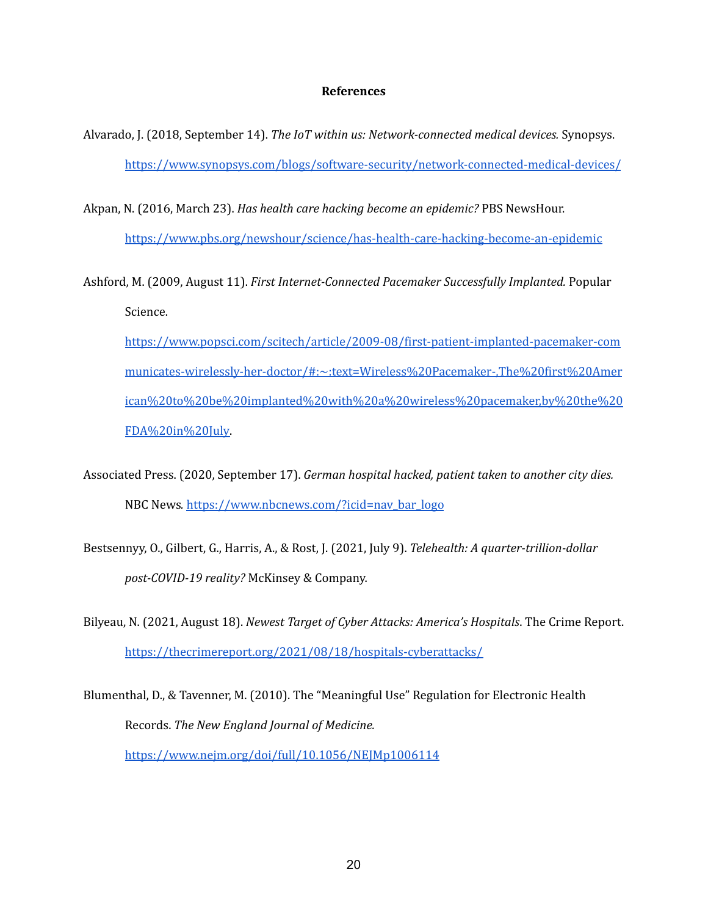## References

Alvarado, J. (2018, September 14). *The IoT within us: Network-connected medical devices.* Synopsys. https://www.synopsys.com/blogs/software-security/network-connected-medical-devices/

Akpan, N. (2016, March 23). *Has health care hacking become an epidemic?* PBS NewsHour. https://www.pbs.org/newshour/science/has-health-care-hacking-become-an-epidemic

Ashford, M. (2009, August 11). *First Internet-Connected Pacemaker Successfully Implanted.* Popular Science. https://www.popsci.com/scitech/article/2009-08/first-patient-implanted-pacemaker-communicates-wirelessly-her-doctor/#:~:text=Wireless%20Pacemaker-,The%20first%20American%20to%20be%20implanted%20with%20a%20wireless%20pacemaker,by%20the%20FDA%20in%20July.

Associated Press. (2020, September 17). *German hospital hacked, patient taken to another city dies.* NBC News. https://www.nbcnews.com/?icid=nav_bar_logo

Bestsennyy, O., Gilbert, G., Harris, A., & Rost, J. (2021, July 9). *Telehealth: A quarter-trillion-dollar post-COVID-19 reality?* McKinsey & Company.

Bilyeau, N. (2021, August 18). *Newest Target of Cyber Attacks: America's Hospitals*. The Crime Report. https://thecrimereport.org/2021/08/18/hospitals-cyberattacks/

Blumenthal, D., & Tavenner, M. (2010). The "Meaningful Use" Regulation for Electronic Health Records. *The New England Journal of Medicine.* https://www.nejm.org/doi/full/10.1056/NEJMp1006114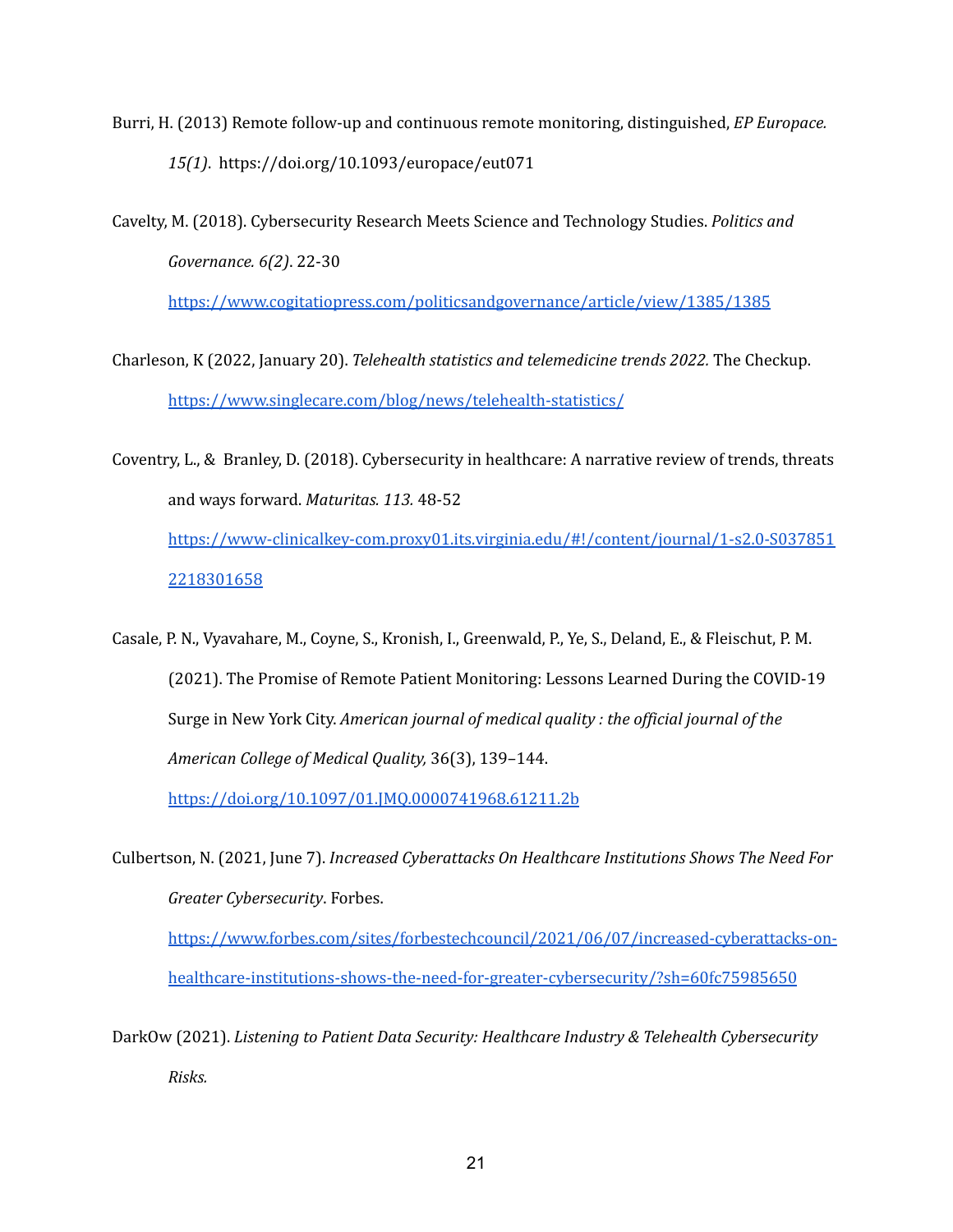Burri, H. (2013) Remote follow-up and continuous remote monitoring, distinguished, *EP Europace. 15(1)*. https://doi.org/10.1093/europace/eut071

Cavelty, M. (2018). Cybersecurity Research Meets Science and Technology Studies. *Politics and Governance. 6(2)*. 22-30 https://www.cogitatiopress.com/politicsandgovernance/article/view/1385/1385

Charleson, K (2022, January 20). *Telehealth statistics and telemedicine trends 2022.* The Checkup. https://www.singlecare.com/blog/news/telehealth-statistics/

Coventry, L., & Branley, D. (2018). Cybersecurity in healthcare: A narrative review of trends, threats and ways forward. *Maturitas. 113.* 48-52 https://www-clinicalkey-com.proxy01.its.virginia.edu/#!/content/journal/1-s2.0-S0378512218301658

Casale, P. N., Vyavahare, M., Coyne, S., Kronish, I., Greenwald, P., Ye, S., Deland, E., & Fleischut, P. M. (2021). The Promise of Remote Patient Monitoring: Lessons Learned During the COVID-19 Surge in New York City. *American journal of medical quality : the official journal of the American College of Medical Quality,* 36(3), 139–144. https://doi.org/10.1097/01.JMQ.0000741968.61211.2b

Culbertson, N. (2021, June 7). *Increased Cyberattacks On Healthcare Institutions Shows The Need For Greater Cybersecurity*. Forbes. https://www.forbes.com/sites/forbestechcouncil/2021/06/07/increased-cyberattacks-on-healthcare-institutions-shows-the-need-for-greater-cybersecurity/?sh=60fc75985650

DarkOw (2021). *Listening to Patient Data Security: Healthcare Industry & Telehealth Cybersecurity Risks.*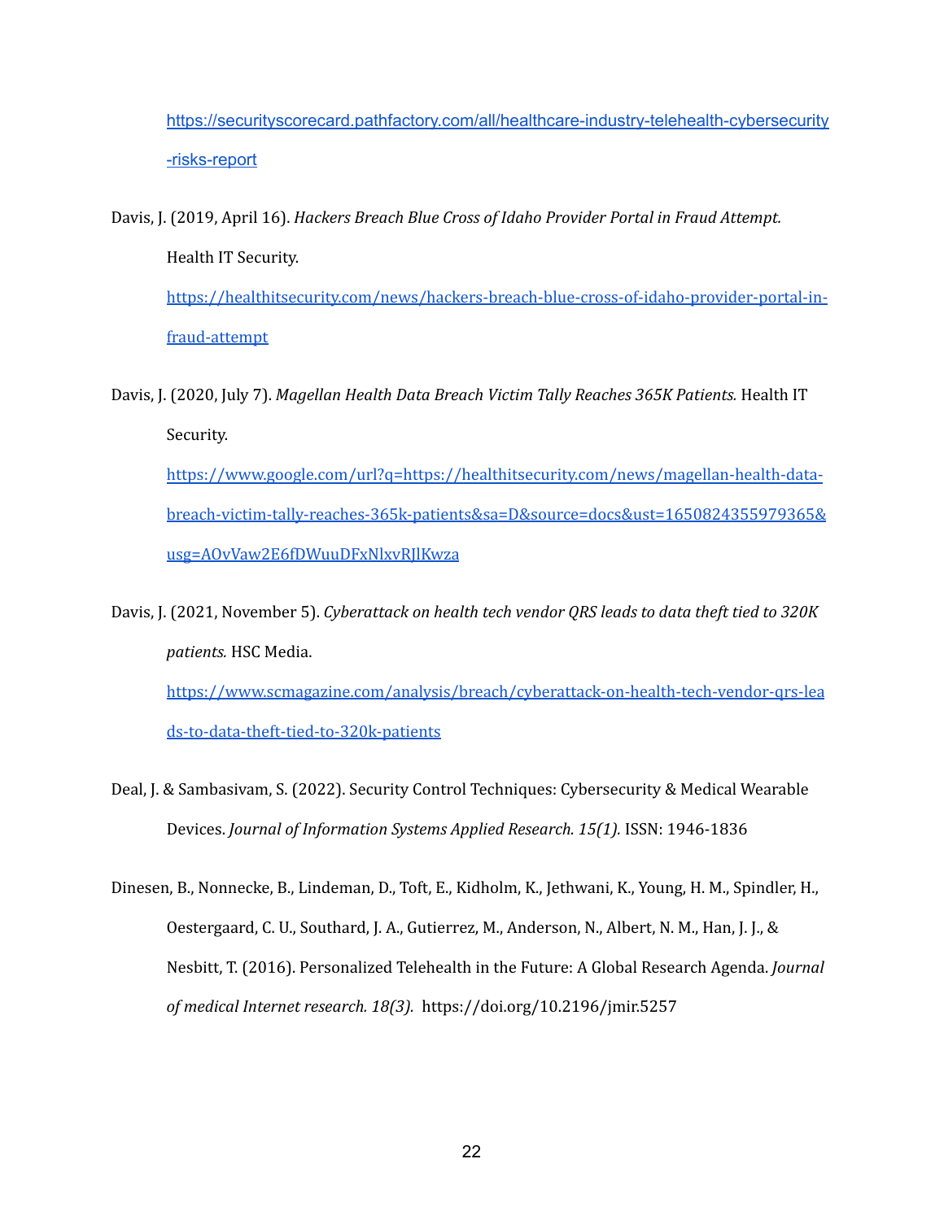https://securityscorecard.pathfactory.com/all/healthcare-industry-telehealth-cybersecurity-risks-report

Davis, J. (2019, April 16). *Hackers Breach Blue Cross of Idaho Provider Portal in Fraud Attempt.* Health IT Security. https://healthitsecurity.com/news/hackers-breach-blue-cross-of-idaho-provider-portal-in-fraud-attempt

Davis, J. (2020, July 7). *Magellan Health Data Breach Victim Tally Reaches 365K Patients.* Health IT Security. https://www.google.com/url?q=https://healthitsecurity.com/news/magellan-health-data-breach-victim-tally-reaches-365k-patients&sa=D&source=docs&ust=1650824355979365&usg=AOvVaw2E6fDWuuDFxNlxvRJlKwza

Davis, J. (2021, November 5). *Cyberattack on health tech vendor QRS leads to data theft tied to 320K patients.* HSC Media. https://www.scmagazine.com/analysis/breach/cyberattack-on-health-tech-vendor-qrs-leads-to-data-theft-tied-to-320k-patients

Deal, J. & Sambasivam, S. (2022). Security Control Techniques: Cybersecurity & Medical Wearable Devices. *Journal of Information Systems Applied Research. 15(1).* ISSN: 1946-1836

Dinesen, B., Nonnecke, B., Lindeman, D., Toft, E., Kidholm, K., Jethwani, K., Young, H. M., Spindler, H., Oestergaard, C. U., Southard, J. A., Gutierrez, M., Anderson, N., Albert, N. M., Han, J. J., & Nesbitt, T. (2016). Personalized Telehealth in the Future: A Global Research Agenda. *Journal of medical Internet research. 18(3).* https://doi.org/10.2196/jmir.5257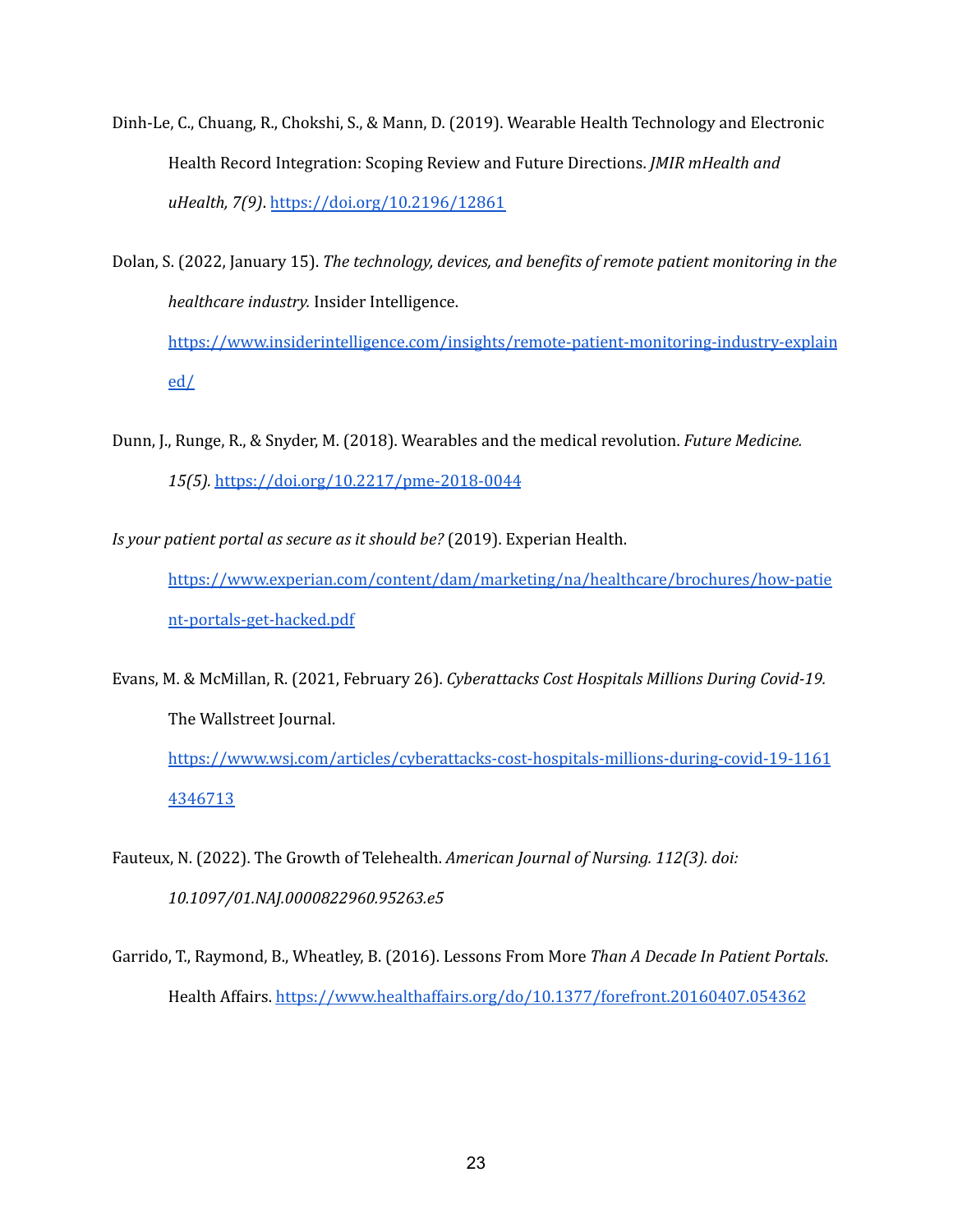Dinh-Le, C., Chuang, R., Chokshi, S., & Mann, D. (2019). Wearable Health Technology and Electronic Health Record Integration: Scoping Review and Future Directions. *JMIR mHealth and uHealth, 7(9)*. https://doi.org/10.2196/12861

Dolan, S. (2022, January 15). *The technology, devices, and benefits of remote patient monitoring in the healthcare industry.* Insider Intelligence. https://www.insiderintelligence.com/insights/remote-patient-monitoring-industry-explained/

Dunn, J., Runge, R., & Snyder, M. (2018). Wearables and the medical revolution. *Future Medicine. 15(5).* https://doi.org/10.2217/pme-2018-0044

*Is your patient portal as secure as it should be?* (2019). Experian Health. https://www.experian.com/content/dam/marketing/na/healthcare/brochures/how-patient-portals-get-hacked.pdf

Evans, M. & McMillan, R. (2021, February 26). *Cyberattacks Cost Hospitals Millions During Covid-19.* The Wallstreet Journal. https://www.wsj.com/articles/cyberattacks-cost-hospitals-millions-during-covid-19-11614346713

Fauteux, N. (2022). The Growth of Telehealth. *American Journal of Nursing. 112(3). doi: 10.1097/01.NAJ.0000822960.95263.e5*

Garrido, T., Raymond, B., Wheatley, B. (2016). Lessons From More *Than A Decade In Patient Portals.* Health Affairs. https://www.healthaffairs.org/do/10.1377/forefront.20160407.054362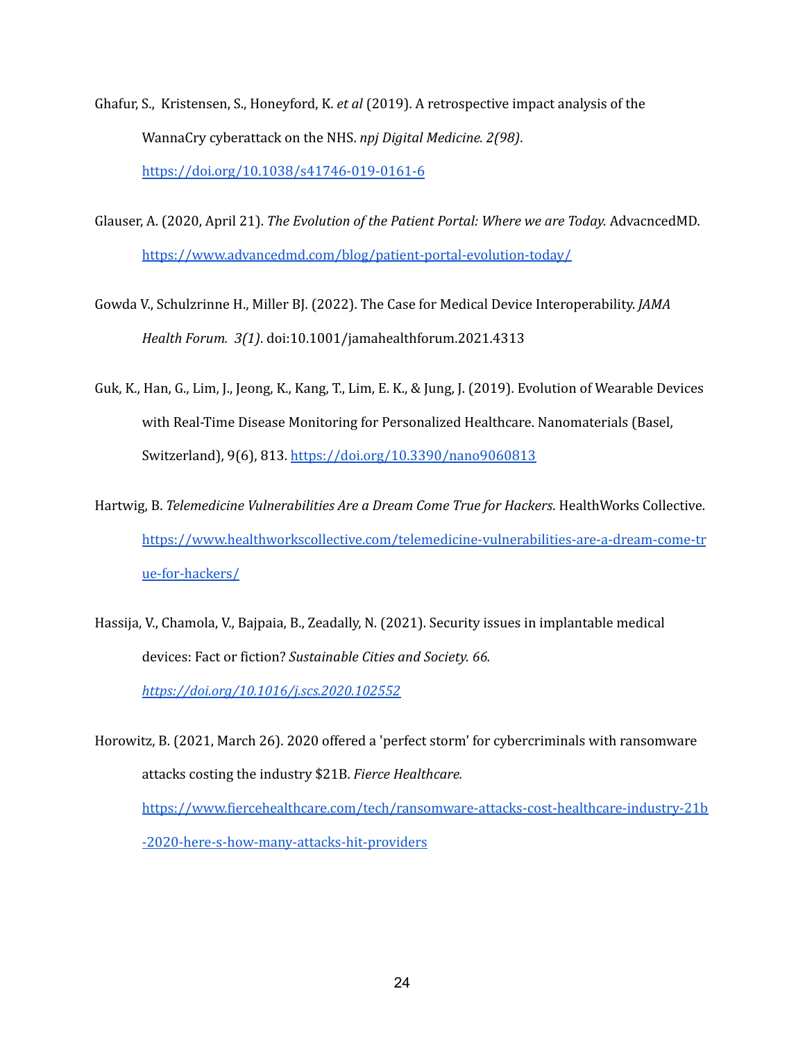Ghafur, S., Kristensen, S., Honeyford, K. *et al* (2019). A retrospective impact analysis of the WannaCry cyberattack on the NHS. *npj Digital Medicine. 2(98)*. https://doi.org/10.1038/s41746-019-0161-6

Glauser, A. (2020, April 21). *The Evolution of the Patient Portal: Where we are Today.* AdvacncedMD. https://www.advancedmd.com/blog/patient-portal-evolution-today/

Gowda V., Schulzrinne H., Miller BJ. (2022). The Case for Medical Device Interoperability. *JAMA Health Forum. 3(1)*. doi:10.1001/jamahealthforum.2021.4313

Guk, K., Han, G., Lim, J., Jeong, K., Kang, T., Lim, E. K., & Jung, J. (2019). Evolution of Wearable Devices with Real-Time Disease Monitoring for Personalized Healthcare. Nanomaterials (Basel, Switzerland), 9(6), 813. https://doi.org/10.3390/nano9060813

Hartwig, B. *Telemedicine Vulnerabilities Are a Dream Come True for Hackers*. HealthWorks Collective. https://www.healthworkscollective.com/telemedicine-vulnerabilities-are-a-dream-come-true-for-hackers/

Hassija, V., Chamola, V., Bajpaia, B., Zeadally, N. (2021). Security issues in implantable medical devices: Fact or fiction? *Sustainable Cities and Society. 66.* *https://doi.org/10.1016/j.scs.2020.102552*

Horowitz, B. (2021, March 26). 2020 offered a 'perfect storm' for cybercriminals with ransomware attacks costing the industry $21B. *Fierce Healthcare.* https://www.fiercehealthcare.com/tech/ransomware-attacks-cost-healthcare-industry-21b-2020-here-s-how-many-attacks-hit-providers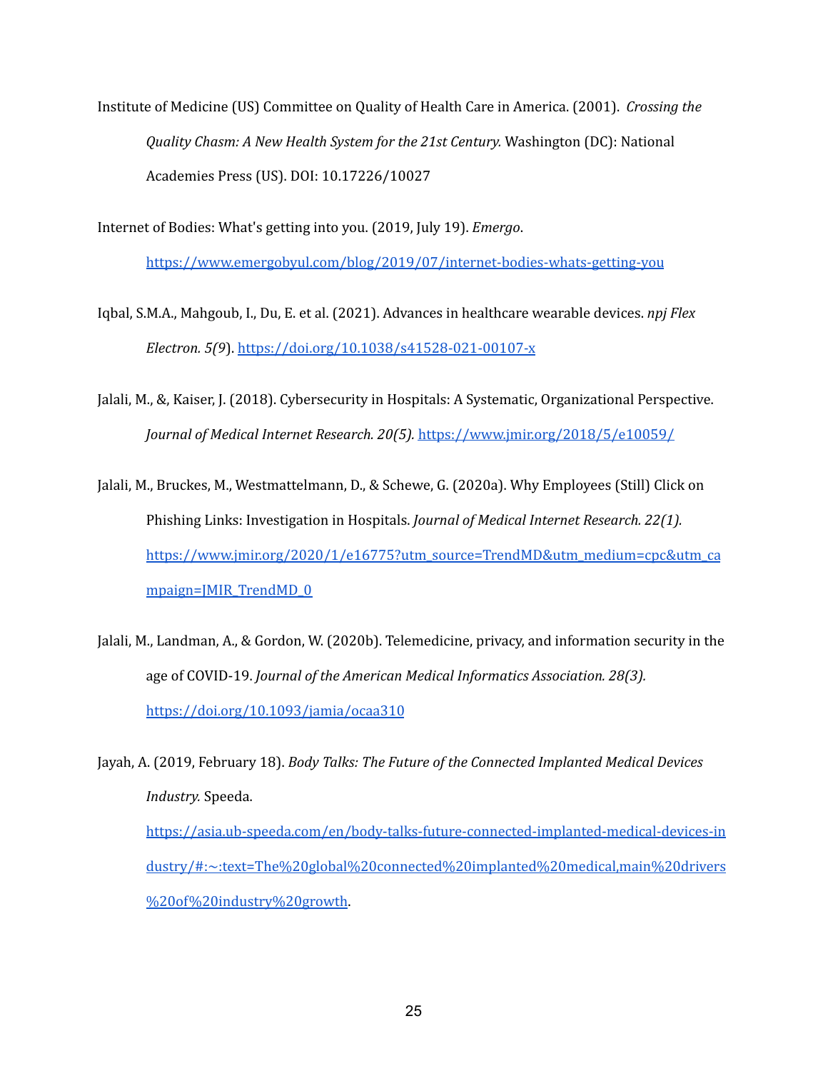Institute of Medicine (US) Committee on Quality of Health Care in America. (2001). *Crossing the Quality Chasm: A New Health System for the 21st Century.* Washington (DC): National Academies Press (US). DOI: 10.17226/10027

Internet of Bodies: What's getting into you. (2019, July 19). *Emergo*. https://www.emergobyul.com/blog/2019/07/internet-bodies-whats-getting-you

Iqbal, S.M.A., Mahgoub, I., Du, E. et al. (2021). Advances in healthcare wearable devices. *npj Flex Electron. 5(9*). https://doi.org/10.1038/s41528-021-00107-x

Jalali, M., &, Kaiser, J. (2018). Cybersecurity in Hospitals: A Systematic, Organizational Perspective. *Journal of Medical Internet Research. 20(5).* https://www.jmir.org/2018/5/e10059/

Jalali, M., Bruckes, M., Westmattelmann, D., & Schewe, G. (2020a). Why Employees (Still) Click on Phishing Links: Investigation in Hospitals. *Journal of Medical Internet Research. 22(1).* https://www.jmir.org/2020/1/e16775?utm_source=TrendMD&utm_medium=cpc&utm_campaign=JMIR_TrendMD_0

Jalali, M., Landman, A., & Gordon, W. (2020b). Telemedicine, privacy, and information security in the age of COVID-19. *Journal of the American Medical Informatics Association. 28(3).* https://doi.org/10.1093/jamia/ocaa310

Jayah, A. (2019, February 18). *Body Talks: The Future of the Connected Implanted Medical Devices Industry.* Speeda. https://asia.ub-speeda.com/en/body-talks-future-connected-implanted-medical-devices-industry/#:~:text=The%20global%20connected%20implanted%20medical,main%20drivers%20of%20industry%20growth.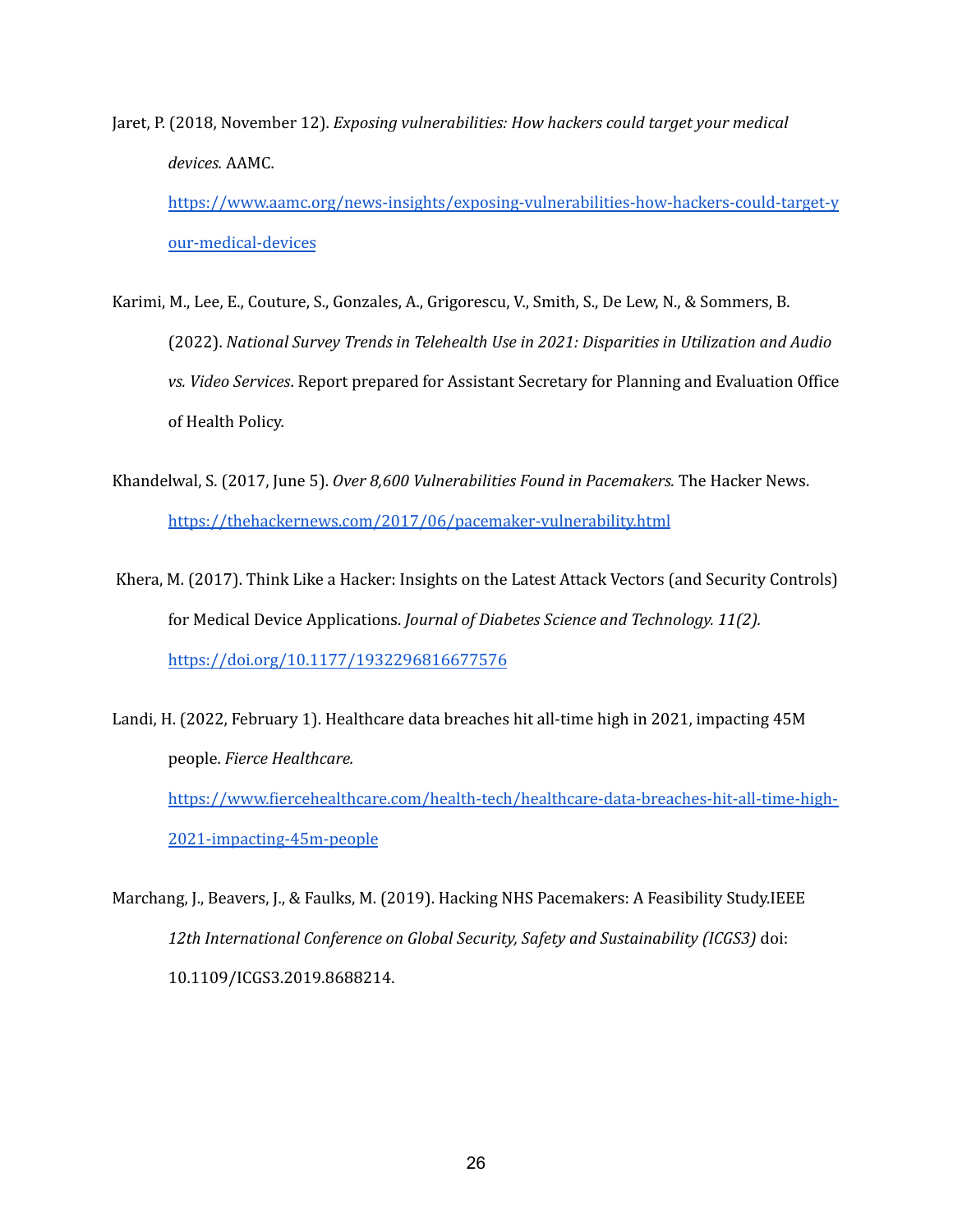Jaret, P. (2018, November 12). *Exposing vulnerabilities: How hackers could target your medical devices.* AAMC. https://www.aamc.org/news-insights/exposing-vulnerabilities-how-hackers-could-target-your-medical-devices

Karimi, M., Lee, E., Couture, S., Gonzales, A., Grigorescu, V., Smith, S., De Lew, N., & Sommers, B. (2022). *National Survey Trends in Telehealth Use in 2021: Disparities in Utilization and Audio vs. Video Services*. Report prepared for Assistant Secretary for Planning and Evaluation Office of Health Policy.

Khandelwal, S. (2017, June 5). *Over 8,600 Vulnerabilities Found in Pacemakers.* The Hacker News. https://thehackernews.com/2017/06/pacemaker-vulnerability.html

Khera, M. (2017). Think Like a Hacker: Insights on the Latest Attack Vectors (and Security Controls) for Medical Device Applications. *Journal of Diabetes Science and Technology. 11(2).* https://doi.org/10.1177/1932296816677576

Landi, H. (2022, February 1). Healthcare data breaches hit all-time high in 2021, impacting 45M people. *Fierce Healthcare.* https://www.fiercehealthcare.com/health-tech/healthcare-data-breaches-hit-all-time-high-2021-impacting-45m-people

Marchang, J., Beavers, J., & Faulks, M. (2019). Hacking NHS Pacemakers: A Feasibility Study.IEEE *12th International Conference on Global Security, Safety and Sustainability (ICGS3)* doi: 10.1109/ICGS3.2019.8688214.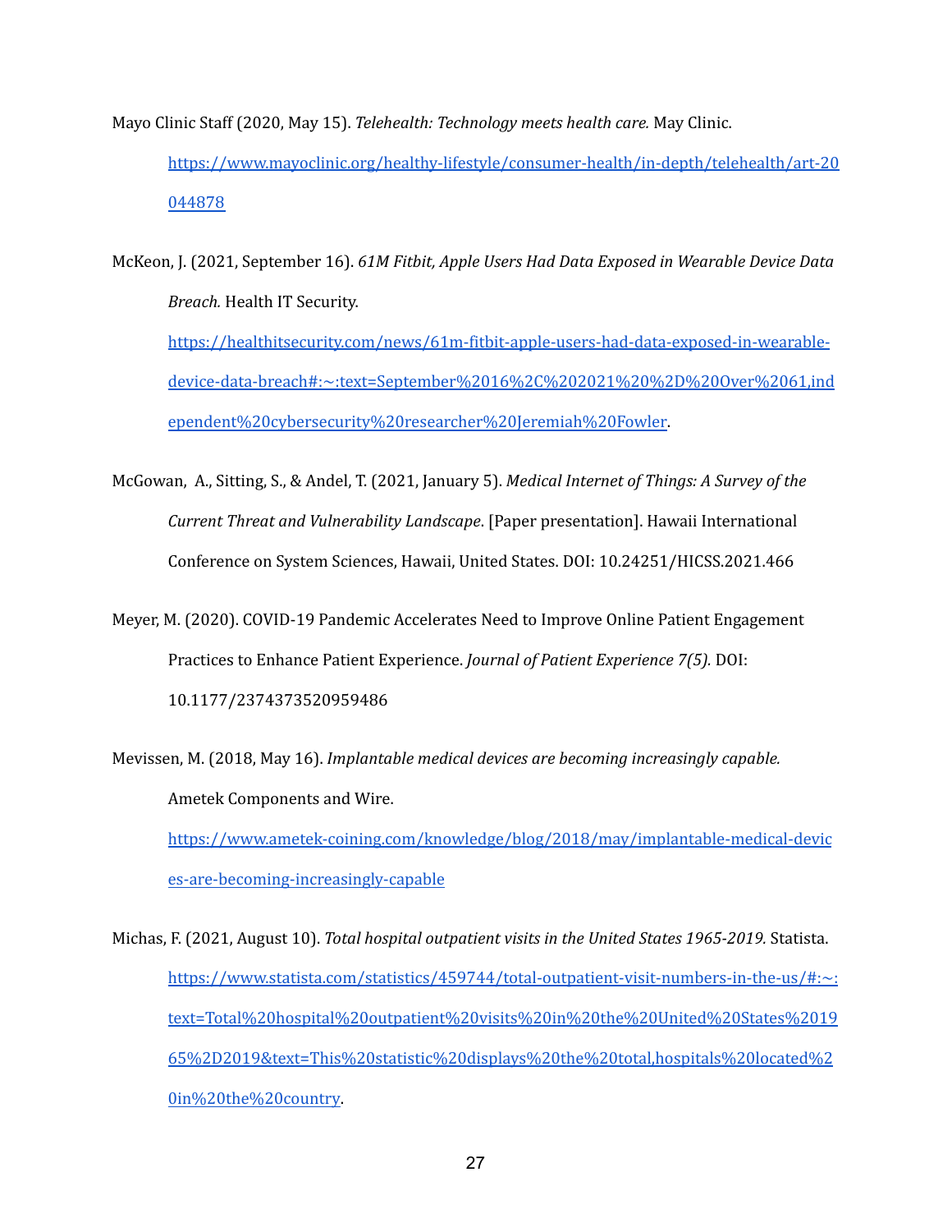Mayo Clinic Staff (2020, May 15). *Telehealth: Technology meets health care.* May Clinic. https://www.mayoclinic.org/healthy-lifestyle/consumer-health/in-depth/telehealth/art-20044878

McKeon, J. (2021, September 16). *61M Fitbit, Apple Users Had Data Exposed in Wearable Device Data Breach.* Health IT Security. https://healthitsecurity.com/news/61m-fitbit-apple-users-had-data-exposed-in-wearable-device-data-breach#:~:text=September%2016%2C%202021%20%2D%20Over%2061,independent%20cybersecurity%20researcher%20Jeremiah%20Fowler.

McGowan, A., Sitting, S., & Andel, T. (2021, January 5). *Medical Internet of Things: A Survey of the Current Threat and Vulnerability Landscape*. [Paper presentation]. Hawaii International Conference on System Sciences, Hawaii, United States. DOI: 10.24251/HICSS.2021.466

Meyer, M. (2020). COVID-19 Pandemic Accelerates Need to Improve Online Patient Engagement Practices to Enhance Patient Experience. *Journal of Patient Experience 7(5).* DOI: 10.1177/2374373520959486

Mevissen, M. (2018, May 16). *Implantable medical devices are becoming increasingly capable.* Ametek Components and Wire. https://www.ametek-coining.com/knowledge/blog/2018/may/implantable-medical-devices-are-becoming-increasingly-capable

Michas, F. (2021, August 10). *Total hospital outpatient visits in the United States 1965-2019.* Statista. https://www.statista.com/statistics/459744/total-outpatient-visit-numbers-in-the-us/#:~:text=Total%20hospital%20outpatient%20visits%20in%20the%20United%20States%201965%2D2019&text=This%20statistic%20displays%20the%20total,hospitals%20located%20in%20the%20country.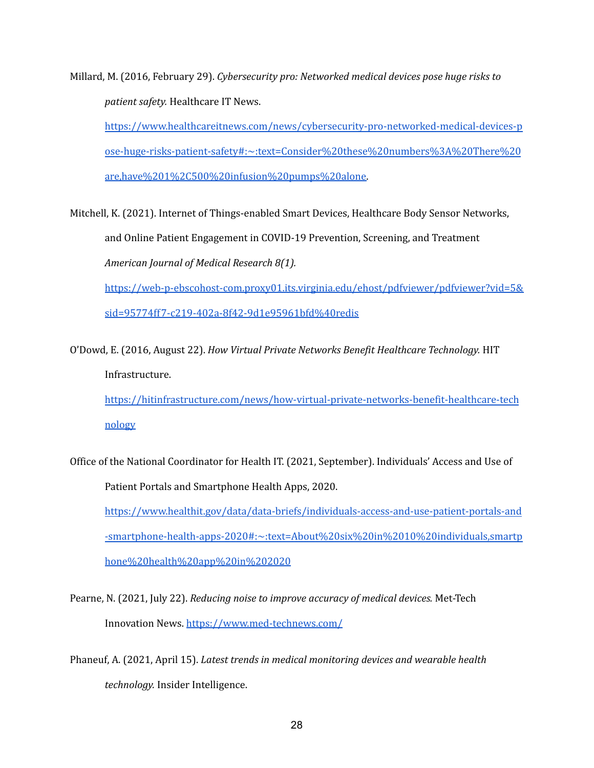Millard, M. (2016, February 29). *Cybersecurity pro: Networked medical devices pose huge risks to patient safety.* Healthcare IT News. https://www.healthcareitnews.com/news/cybersecurity-pro-networked-medical-devices-pose-huge-risks-patient-safety#:~:text=Consider%20these%20numbers%3A%20There%20are,have%201%2C500%20infusion%20pumps%20alone.

Mitchell, K. (2021). Internet of Things-enabled Smart Devices, Healthcare Body Sensor Networks, and Online Patient Engagement in COVID-19 Prevention, Screening, and Treatment *American Journal of Medical Research 8(1).* https://web-p-ebscohost-com.proxy01.its.virginia.edu/ehost/pdfviewer/pdfviewer?vid=5&sid=95774ff7-c219-402a-8f42-9d1e95961bfd%40redis

O'Dowd, E. (2016, August 22). *How Virtual Private Networks Benefit Healthcare Technology.* HIT Infrastructure. https://hitinfrastructure.com/news/how-virtual-private-networks-benefit-healthcare-technology

Office of the National Coordinator for Health IT. (2021, September). Individuals' Access and Use of Patient Portals and Smartphone Health Apps, 2020. https://www.healthit.gov/data/data-briefs/individuals-access-and-use-patient-portals-and-smartphone-health-apps-2020#:~:text=About%20six%20in%2010%20individuals,smartphone%20health%20app%20in%202020

Pearne, N. (2021, July 22). *Reducing noise to improve accuracy of medical devices.* Met-Tech Innovation News. https://www.med-technews.com/

Phaneuf, A. (2021, April 15). *Latest trends in medical monitoring devices and wearable health technology.* Insider Intelligence.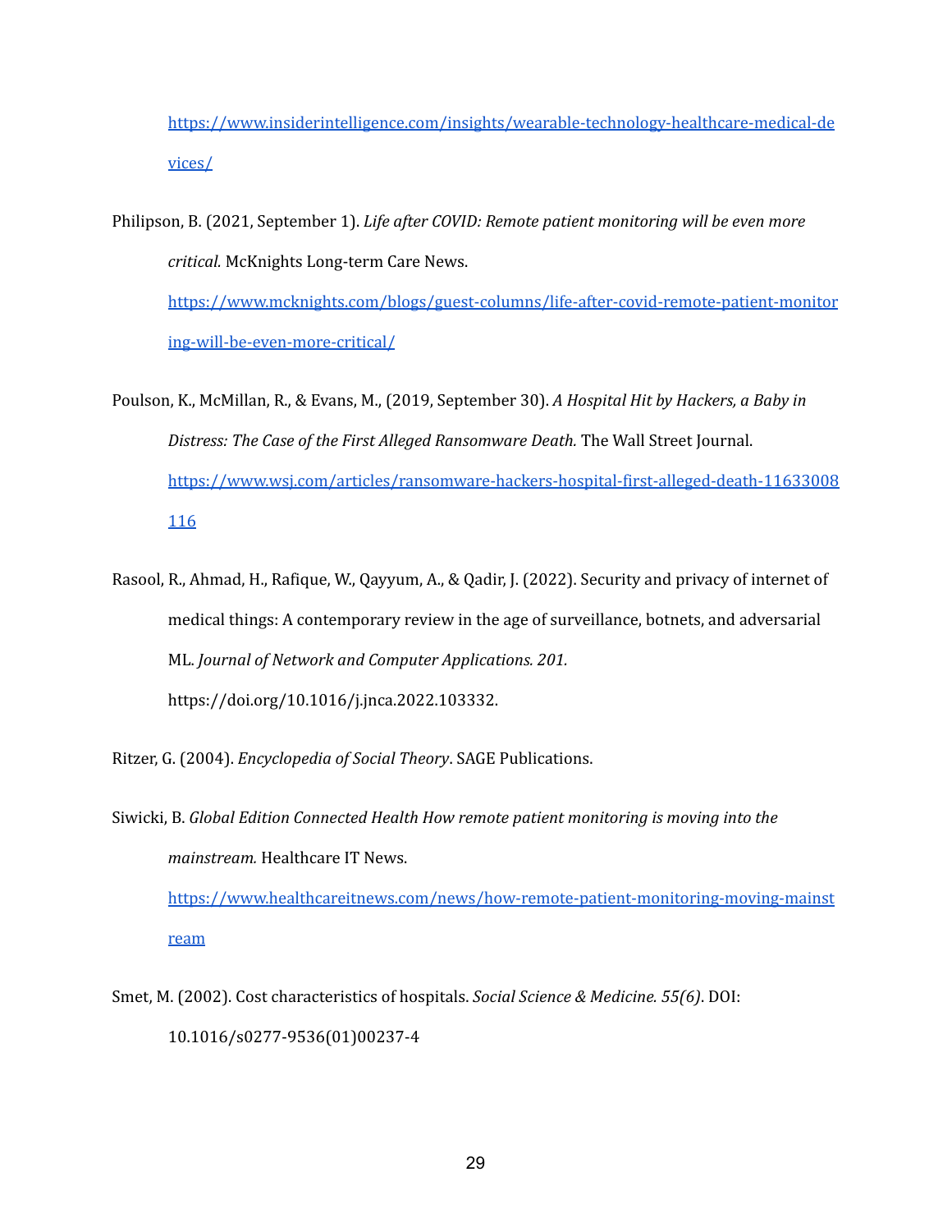https://www.insiderintelligence.com/insights/wearable-technology-healthcare-medical-devices/

Philipson, B. (2021, September 1). *Life after COVID: Remote patient monitoring will be even more critical.* McKnights Long-term Care News. https://www.mcknights.com/blogs/guest-columns/life-after-covid-remote-patient-monitoring-will-be-even-more-critical/

Poulson, K., McMillan, R., & Evans, M., (2019, September 30). *A Hospital Hit by Hackers, a Baby in Distress: The Case of the First Alleged Ransomware Death.* The Wall Street Journal. https://www.wsj.com/articles/ransomware-hackers-hospital-first-alleged-death-11633008116

Rasool, R., Ahmad, H., Rafique, W., Qayyum, A., & Qadir, J. (2022). Security and privacy of internet of medical things: A contemporary review in the age of surveillance, botnets, and adversarial ML. *Journal of Network and Computer Applications. 201.* https://doi.org/10.1016/j.jnca.2022.103332.

Ritzer, G. (2004). *Encyclopedia of Social Theory*. SAGE Publications.

Siwicki, B. *Global Edition Connected Health How remote patient monitoring is moving into the mainstream.* Healthcare IT News. https://www.healthcareitnews.com/news/how-remote-patient-monitoring-moving-mainstream

Smet, M. (2002). Cost characteristics of hospitals. *Social Science & Medicine. 55(6)*. DOI: 10.1016/s0277-9536(01)00237-4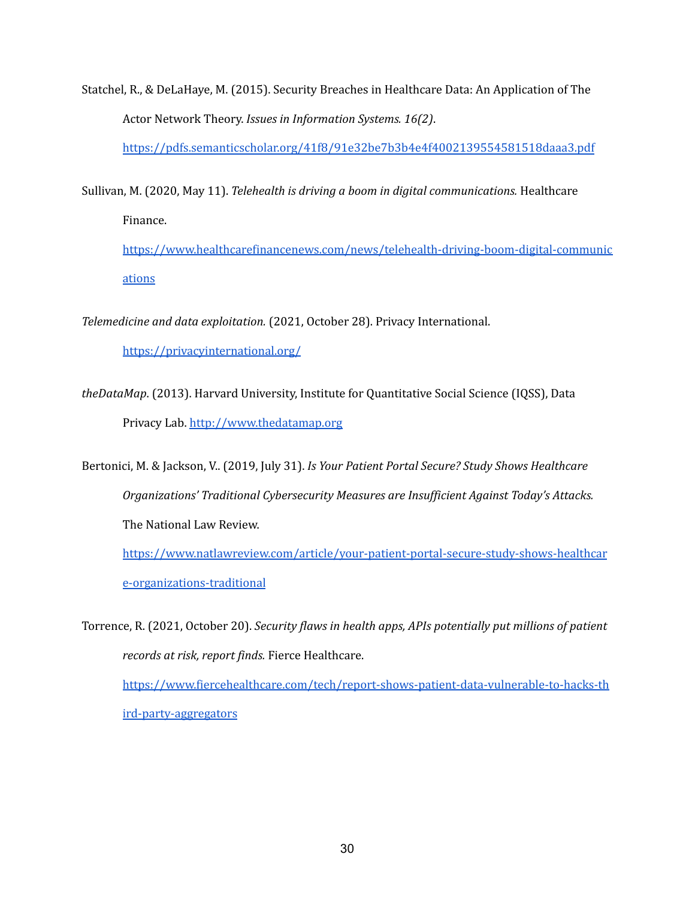Statchel, R., & DeLaHaye, M. (2015). Security Breaches in Healthcare Data: An Application of The Actor Network Theory. *Issues in Information Systems. 16(2)*. https://pdfs.semanticscholar.org/41f8/91e32be7b3b4e4f4002139554581518daaa3.pdf

Sullivan, M. (2020, May 11). *Telehealth is driving a boom in digital communications.* Healthcare Finance. https://www.healthcarefinancenews.com/news/telehealth-driving-boom-digital-communications

*Telemedicine and data exploitation.* (2021, October 28). Privacy International. https://privacyinternational.org/

*theDataMap*. (2013). Harvard University, Institute for Quantitative Social Science (IQSS), Data Privacy Lab. http://www.thedatamap.org

Bertonici, M. & Jackson, V.. (2019, July 31). *Is Your Patient Portal Secure? Study Shows Healthcare Organizations' Traditional Cybersecurity Measures are Insufficient Against Today's Attacks.* The National Law Review. https://www.natlawreview.com/article/your-patient-portal-secure-study-shows-healthcare-organizations-traditional

Torrence, R. (2021, October 20). *Security flaws in health apps, APIs potentially put millions of patient records at risk, report finds.* Fierce Healthcare. https://www.fiercehealthcare.com/tech/report-shows-patient-data-vulnerable-to-hacks-third-party-aggregators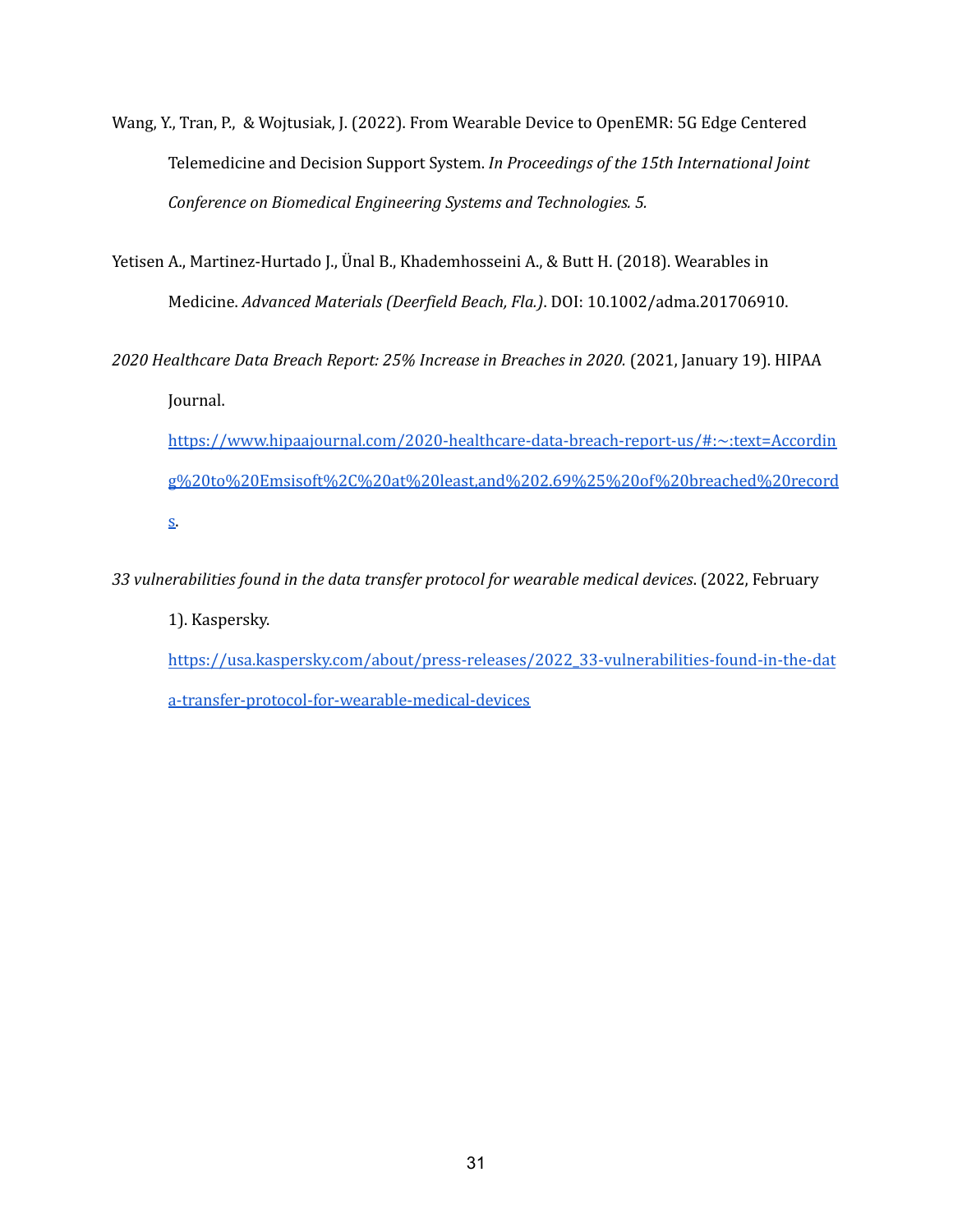Wang, Y., Tran, P., & Wojtusiak, J. (2022). From Wearable Device to OpenEMR: 5G Edge Centered Telemedicine and Decision Support System. *In Proceedings of the 15th International Joint Conference on Biomedical Engineering Systems and Technologies. 5.*

Yetisen A., Martinez-Hurtado J., Ünal B., Khademhosseini A., & Butt H. (2018). Wearables in Medicine. *Advanced Materials (Deerfield Beach, Fla.)*. DOI: 10.1002/adma.201706910.

*2020 Healthcare Data Breach Report: 25% Increase in Breaches in 2020.* (2021, January 19). HIPAA Journal. https://www.hipaajournal.com/2020-healthcare-data-breach-report-us/#:~:text=According%20to%20Emsisoft%2C%20at%20least,and%202.69%25%20of%20breached%20records.

*33 vulnerabilities found in the data transfer protocol for wearable medical devices*. (2022, February 1). Kaspersky. https://usa.kaspersky.com/about/press-releases/2022_33-vulnerabilities-found-in-the-data-transfer-protocol-for-wearable-medical-devices